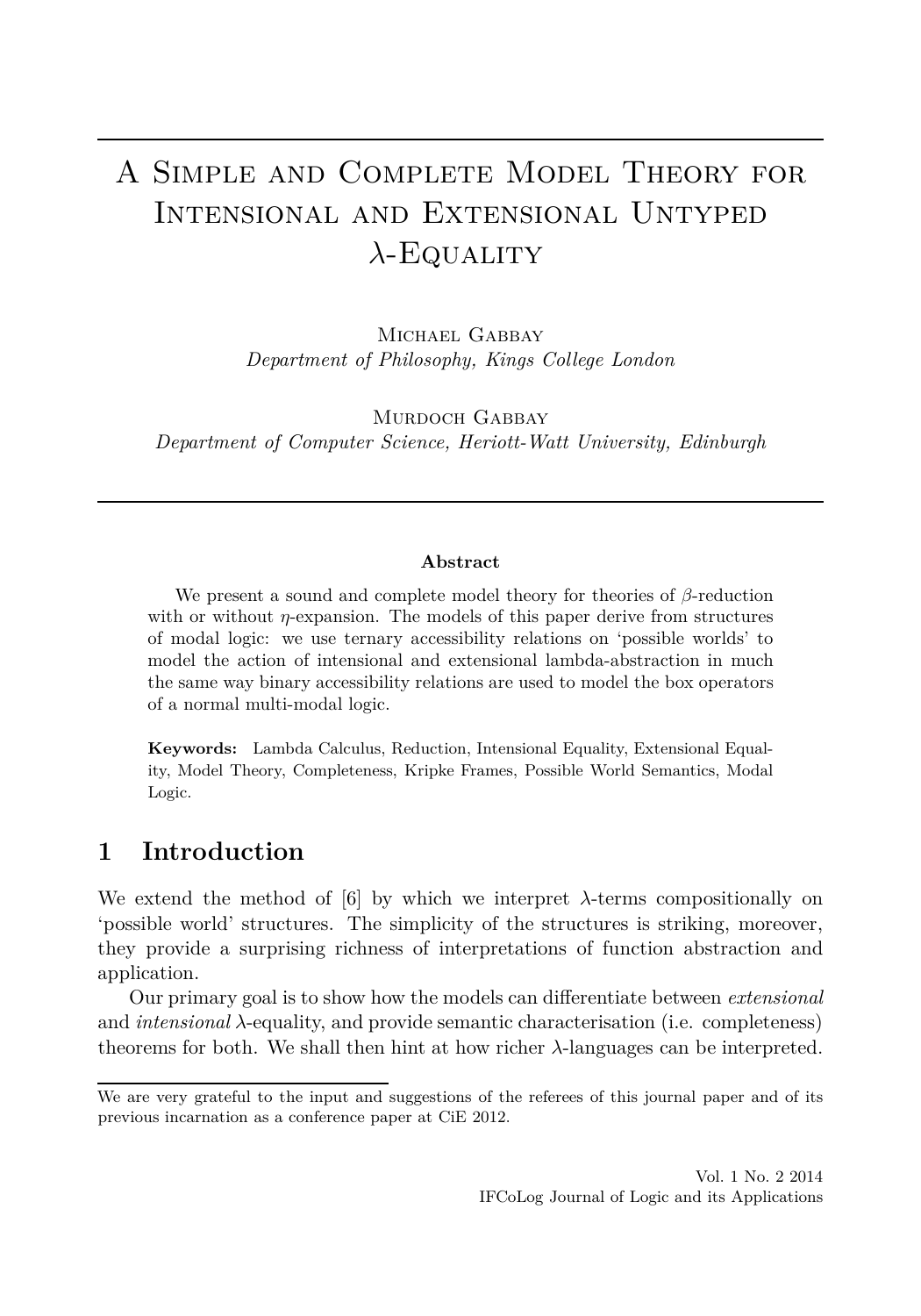# A Simple and Complete Model Theory for Intensional and Extensional Untyped $\lambda$-Equality

Michael Gabbay
*Department of Philosophy, Kings College London*

Murdoch Gabbay
*Department of Computer Science, Heriott-Watt University, Edinburgh*

**Abstract**

We present a sound and complete model theory for theories of $\beta$-reduction with or without $\eta$-expansion. The models of this paper derive from structures of modal logic: we use ternary accessibility relations on 'possible worlds' to model the action of intensional and extensional lambda-abstraction in much the same way binary accessibility relations are used to model the box operators of a normal multi-modal logic.

**Keywords:** Lambda Calculus, Reduction, Intensional Equality, Extensional Equality, Model Theory, Completeness, Kripke Frames, Possible World Semantics, Modal Logic.

## 1 Introduction

We extend the method of [6] by which we interpret $\lambda$-terms compositionally on 'possible world' structures. The simplicity of the structures is striking, moreover, they provide a surprising richness of interpretations of function abstraction and application.

Our primary goal is to show how the models can differentiate between *extensional* and *intensional* $\lambda$-equality, and provide semantic characterisation (i.e. completeness) theorems for both. We shall then hint at how richer $\lambda$-languages can be interpreted.

We are very grateful to the input and suggestions of the referees of this journal paper and of its previous incarnation as a conference paper at CiE 2012.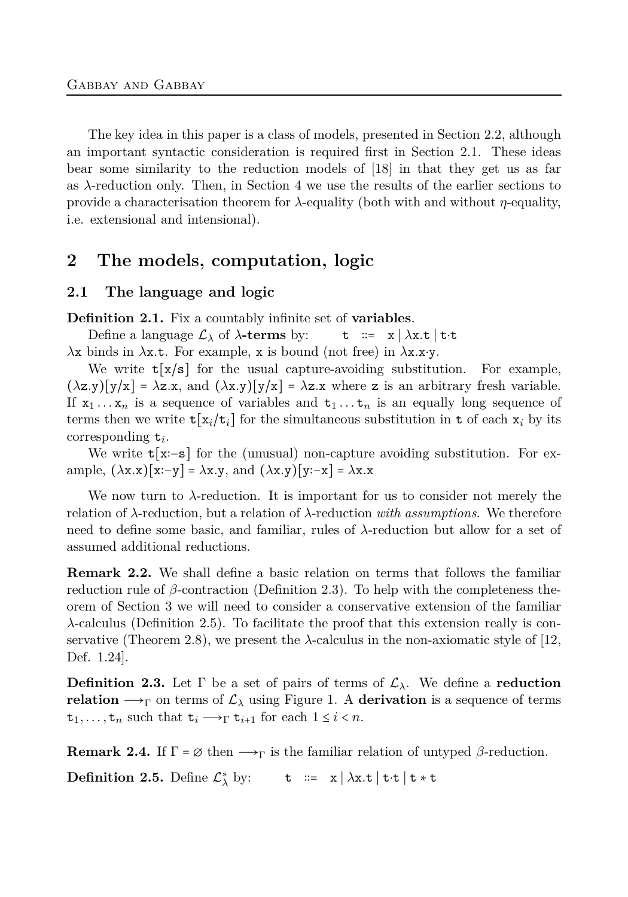The key idea in this paper is a class of models, presented in Section 2.2, although an important syntactic consideration is required first in Section 2.1. These ideas bear some similarity to the reduction models of [18] in that they get us as far as $\lambda$-reduction only. Then, in Section 4 we use the results of the earlier sections to provide a characterisation theorem for $\lambda$-equality (both with and without $\eta$-equality, i.e. extensional and intensional).

## 2 The models, computation, logic

### 2.1 The language and logic

**Definition 2.1.** Fix a countably infinite set of **variables**.

Define a language $\mathcal{L}_\lambda$ of **$\lambda$-terms** by: $\quad \mathtt{t} \ ::= \ \mathtt{x} \mid \lambda\mathtt{x}.\mathtt{t} \mid \mathtt{t}{\cdot}\mathtt{t}$

$\lambda\mathtt{x}$ binds in $\lambda\mathtt{x}.\mathtt{t}$. For example, $\mathtt{x}$ is bound (not free) in $\lambda\mathtt{x}.\mathtt{x}{\cdot}\mathtt{y}$.

We write $\mathtt{t}[\mathtt{x}/\mathtt{s}]$ for the usual capture-avoiding substitution. For example, $(\lambda\mathtt{z}.\mathtt{y})[\mathtt{y}/\mathtt{x}] = \lambda\mathtt{z}.\mathtt{x}$, and $(\lambda\mathtt{x}.\mathtt{y})[\mathtt{y}/\mathtt{x}] = \lambda\mathtt{z}.\mathtt{x}$ where $\mathtt{z}$ is an arbitrary fresh variable. If $\mathtt{x}_1 \dots \mathtt{x}_n$ is a sequence of variables and $\mathtt{t}_1 \dots \mathtt{t}_n$ is an equally long sequence of terms then we write $\mathtt{t}[\mathtt{x}_i/\mathtt{t}_i]$ for the simultaneous substitution in $\mathtt{t}$ of each $\mathtt{x}_i$ by its corresponding $\mathtt{t}_i$.

We write $\mathtt{t}[\mathtt{x}{:-}\mathtt{s}]$ for the (unusual) non-capture avoiding substitution. For example, $(\lambda\mathtt{x}.\mathtt{x})[\mathtt{x}{:-}\mathtt{y}] = \lambda\mathtt{x}.\mathtt{y}$, and $(\lambda\mathtt{x}.\mathtt{y})[\mathtt{y}{:-}\mathtt{x}] = \lambda\mathtt{x}.\mathtt{x}$

We now turn to $\lambda$-reduction. It is important for us to consider not merely the relation of $\lambda$-reduction, but a relation of $\lambda$-reduction *with assumptions*. We therefore need to define some basic, and familiar, rules of $\lambda$-reduction but allow for a set of assumed additional reductions.

**Remark 2.2.** We shall define a basic relation on terms that follows the familiar reduction rule of $\beta$-contraction (Definition 2.3). To help with the completeness theorem of Section 3 we will need to consider a conservative extension of the familiar $\lambda$-calculus (Definition 2.5). To facilitate the proof that this extension really is conservative (Theorem 2.8), we present the $\lambda$-calculus in the non-axiomatic style of [12, Def. 1.24].

**Definition 2.3.** Let $\Gamma$ be a set of pairs of terms of $\mathcal{L}_\lambda$. We define a **reduction relation** $\longrightarrow_\Gamma$ on terms of $\mathcal{L}_\lambda$ using Figure 1. A **derivation** is a sequence of terms $\mathtt{t}_1, \dots, \mathtt{t}_n$ such that $\mathtt{t}_i \longrightarrow_\Gamma \mathtt{t}_{i+1}$ for each $1 \leq i < n$.

**Remark 2.4.** If $\Gamma = \varnothing$ then $\longrightarrow_\Gamma$ is the familiar relation of untyped $\beta$-reduction.

**Definition 2.5.** Define $\mathcal{L}^*_\lambda$ by: $\quad \mathtt{t} \ ::= \ \mathtt{x} \mid \lambda\mathtt{x}.\mathtt{t} \mid \mathtt{t}{\cdot}\mathtt{t} \mid \mathtt{t} * \mathtt{t}$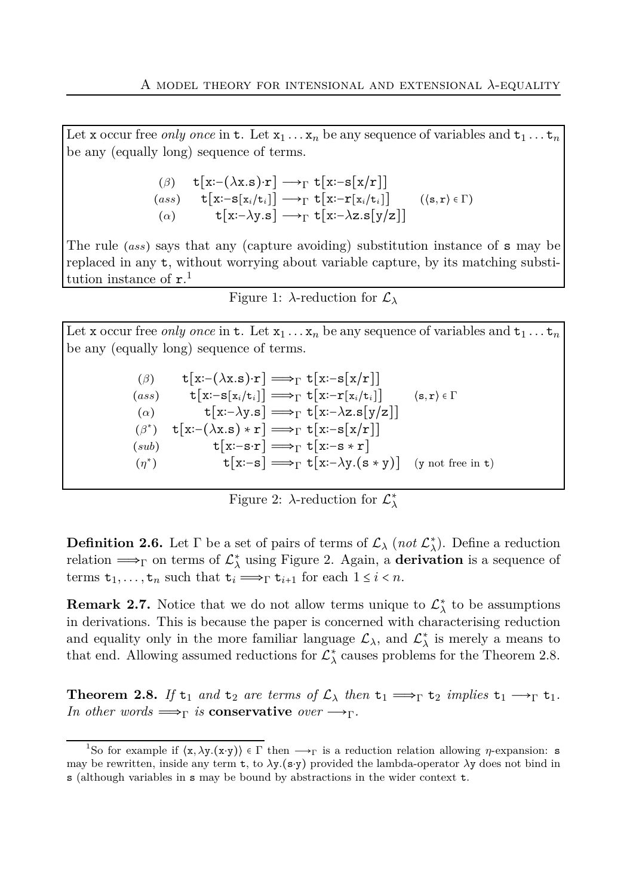Let x occur free *only once* in t. Let $\mathtt{x}_1 \dots \mathtt{x}_n$ be any sequence of variables and $\mathtt{t}_1 \dots \mathtt{t}_n$ be any (equally long) sequence of terms.

$$
\begin{array}{lll}
(\beta) & \mathtt{t}[\mathtt{x}{:-}(\lambda \mathtt{x}.\mathtt{s}){\cdot}\mathtt{r}] \longrightarrow_\Gamma \mathtt{t}[\mathtt{x}{:-}\mathtt{s}[\mathtt{x}/\mathtt{r}]] & \\
(ass) & \mathtt{t}[\mathtt{x}{:-}\mathtt{s}[\mathtt{x}_i/\mathtt{t}_i]] \longrightarrow_\Gamma \mathtt{t}[\mathtt{x}{:-}\mathtt{r}[\mathtt{x}_i/\mathtt{t}_i]] & (\langle \mathtt{s}, \mathtt{r}\rangle \in \Gamma) \\
(\alpha) & \mathtt{t}[\mathtt{x}{:-}\lambda \mathtt{y}.\mathtt{s}] \longrightarrow_\Gamma \mathtt{t}[\mathtt{x}{:-}\lambda \mathtt{z}.\mathtt{s}[\mathtt{y}/\mathtt{z}]] &
\end{array}
$$

The rule $(ass)$ says that any (capture avoiding) substitution instance of s may be replaced in any t, without worrying about variable capture, by its matching substitution instance of r.[1]

Figure 1: $\lambda$-reduction for $\mathcal{L}_\lambda$

Let x occur free *only once* in t. Let $\mathtt{x}_1 \dots \mathtt{x}_n$ be any sequence of variables and $\mathtt{t}_1 \dots \mathtt{t}_n$ be any (equally long) sequence of terms.

$$
\begin{array}{lll}
(\beta) & \mathtt{t}[\mathtt{x}{:-}(\lambda \mathtt{x}.\mathtt{s}){\cdot}\mathtt{r}] \Longrightarrow_\Gamma \mathtt{t}[\mathtt{x}{:-}\mathtt{s}[\mathtt{x}/\mathtt{r}]] & \\
(ass) & \mathtt{t}[\mathtt{x}{:-}\mathtt{s}[\mathtt{x}_i/\mathtt{t}_i]] \Longrightarrow_\Gamma \mathtt{t}[\mathtt{x}{:-}\mathtt{r}[\mathtt{x}_i/\mathtt{t}_i]] & \langle \mathtt{s}, \mathtt{r}\rangle \in \Gamma \\
(\alpha) & \mathtt{t}[\mathtt{x}{:-}\lambda \mathtt{y}.\mathtt{s}] \Longrightarrow_\Gamma \mathtt{t}[\mathtt{x}{:-}\lambda \mathtt{z}.\mathtt{s}[\mathtt{y}/\mathtt{z}]] & \\
(\beta^*) & \mathtt{t}[\mathtt{x}{:-}(\lambda \mathtt{x}.\mathtt{s}) * \mathtt{r}] \Longrightarrow_\Gamma \mathtt{t}[\mathtt{x}{:-}\mathtt{s}[\mathtt{x}/\mathtt{r}]] & \\
(sub) & \mathtt{t}[\mathtt{x}{:-}\mathtt{s}{\cdot}\mathtt{r}] \Longrightarrow_\Gamma \mathtt{t}[\mathtt{x}{:-}\mathtt{s} * \mathtt{r}] & \\
(\eta^*) & \mathtt{t}[\mathtt{x}{:-}\mathtt{s}] \Longrightarrow_\Gamma \mathtt{t}[\mathtt{x}{:-}\lambda \mathtt{y}.(\mathtt{s} * \mathtt{y})] & (\mathtt{y}\text{ not free in }\mathtt{t})
\end{array}
$$

Figure 2: $\lambda$-reduction for $\mathcal{L}^*_\lambda$

**Definition 2.6.** Let $\Gamma$ be a set of pairs of terms of $\mathcal{L}_\lambda$ (*not* $\mathcal{L}^*_\lambda$). Define a reduction relation $\Longrightarrow_\Gamma$ on terms of $\mathcal{L}^*_\lambda$ using Figure 2. Again, a **derivation** is a sequence of terms $\mathtt{t}_1, \dots, \mathtt{t}_n$ such that $\mathtt{t}_i \Longrightarrow_\Gamma \mathtt{t}_{i+1}$ for each $1 \le i < n$.

**Remark 2.7.** Notice that we do not allow terms unique to $\mathcal{L}^*_\lambda$ to be assumptions in derivations. This is because the paper is concerned with characterising reduction and equality only in the more familiar language $\mathcal{L}_\lambda$, and $\mathcal{L}^*_\lambda$ is merely a means to that end. Allowing assumed reductions for $\mathcal{L}^*_\lambda$ causes problems for the Theorem 2.8.

**Theorem 2.8.** *If* $\mathtt{t}_1$ *and* $\mathtt{t}_2$ *are terms of* $\mathcal{L}_\lambda$ *then* $\mathtt{t}_1 \Longrightarrow_\Gamma \mathtt{t}_2$ *implies* $\mathtt{t}_1 \longrightarrow_\Gamma \mathtt{t}_1$. *In other words* $\Longrightarrow_\Gamma$ *is* **conservative** *over* $\longrightarrow_\Gamma$.

[1] So for example if $\langle \mathtt{x}, \lambda \mathtt{y}.(\mathtt{x}{\cdot}\mathtt{y})\rangle \in \Gamma$ then $\longrightarrow_\Gamma$ is a reduction relation allowing $\eta$-expansion: s may be rewritten, inside any term t, to $\lambda \mathtt{y}.(\mathtt{s}{\cdot}\mathtt{y})$ provided the lambda-operator $\lambda \mathtt{y}$ does not bind in s (although variables in s may be bound by abstractions in the wider context t.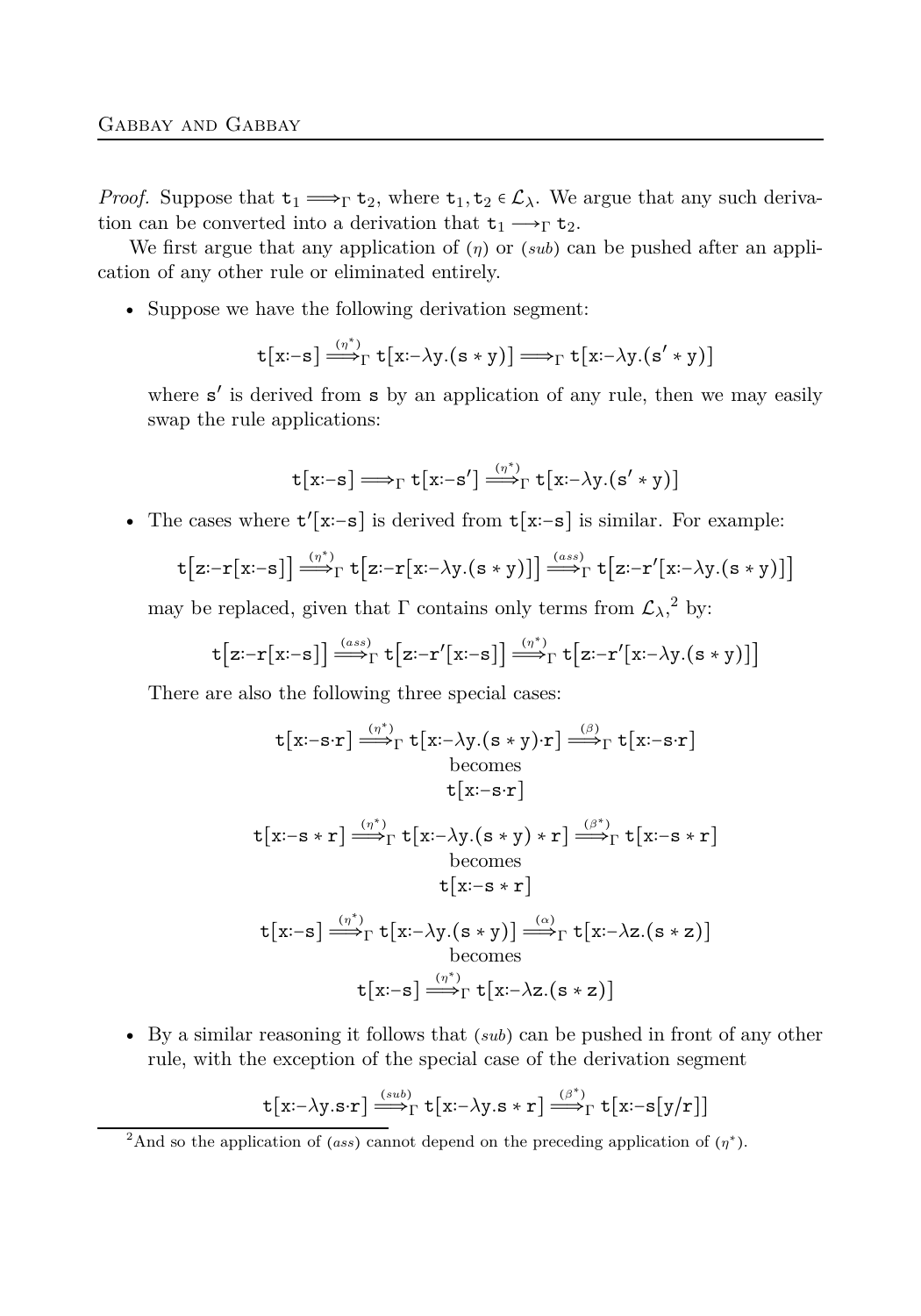*Proof.* Suppose that $\mathtt{t}_1 \Longrightarrow_\Gamma \mathtt{t}_2$, where $\mathtt{t}_1, \mathtt{t}_2 \in \mathcal{L}_\lambda$. We argue that any such derivation can be converted into a derivation that $\mathtt{t}_1 \longrightarrow_\Gamma \mathtt{t}_2$.

We first argue that any application of $(\eta)$ or $(sub)$ can be pushed after an application of any other rule or eliminated entirely.

- Suppose we have the following derivation segment:

$$\mathtt{t}[\mathtt{x}{:}\!-\mathtt{s}] \overset{(\eta^*)}{\Longrightarrow}_\Gamma \mathtt{t}[\mathtt{x}{:}\!-\lambda\mathtt{y}.(\mathtt{s} * \mathtt{y})] \Longrightarrow_\Gamma \mathtt{t}[\mathtt{x}{:}\!-\lambda\mathtt{y}.(\mathtt{s}' * \mathtt{y})]$$

  where $\mathtt{s}'$ is derived from $\mathtt{s}$ by an application of any rule, then we may easily swap the rule applications:

$$\mathtt{t}[\mathtt{x}{:}\!-\mathtt{s}] \Longrightarrow_\Gamma \mathtt{t}[\mathtt{x}{:}\!-\mathtt{s}'] \overset{(\eta^*)}{\Longrightarrow}_\Gamma \mathtt{t}[\mathtt{x}{:}\!-\lambda\mathtt{y}.(\mathtt{s}' * \mathtt{y})]$$

- The cases where $\mathtt{t}'[\mathtt{x}{:}\!-\mathtt{s}]$ is derived from $\mathtt{t}[\mathtt{x}{:}\!-\mathtt{s}]$ is similar. For example:

$$\mathtt{t}\big[\mathtt{z}{:}\!-\mathtt{r}[\mathtt{x}{:}\!-\mathtt{s}]\big] \overset{(\eta^*)}{\Longrightarrow}_\Gamma \mathtt{t}\big[\mathtt{z}{:}\!-\mathtt{r}[\mathtt{x}{:}\!-\lambda\mathtt{y}.(\mathtt{s} * \mathtt{y})]\big] \overset{(ass)}{\Longrightarrow}_\Gamma \mathtt{t}\big[\mathtt{z}{:}\!-\mathtt{r}'[\mathtt{x}{:}\!-\lambda\mathtt{y}.(\mathtt{s} * \mathtt{y})]\big]$$

  may be replaced, given that $\Gamma$ contains only terms from $\mathcal{L}_\lambda$,[2] by:

$$\mathtt{t}\big[\mathtt{z}{:}\!-\mathtt{r}[\mathtt{x}{:}\!-\mathtt{s}]\big] \overset{(ass)}{\Longrightarrow}_\Gamma \mathtt{t}\big[\mathtt{z}{:}\!-\mathtt{r}'[\mathtt{x}{:}\!-\mathtt{s}]\big] \overset{(\eta^*)}{\Longrightarrow}_\Gamma \mathtt{t}\big[\mathtt{z}{:}\!-\mathtt{r}'[\mathtt{x}{:}\!-\lambda\mathtt{y}.(\mathtt{s} * \mathtt{y})]\big]$$

  There are also the following three special cases:

$$\mathtt{t}[\mathtt{x}{:}\!-\mathtt{s}{\cdot}\mathtt{r}] \overset{(\eta^*)}{\Longrightarrow}_\Gamma \mathtt{t}[\mathtt{x}{:}\!-\lambda\mathtt{y}.(\mathtt{s} * \mathtt{y}){\cdot}\mathtt{r}] \overset{(\beta)}{\Longrightarrow}_\Gamma \mathtt{t}[\mathtt{x}{:}\!-\mathtt{s}{\cdot}\mathtt{r}]$$
$$\text{becomes}$$
$$\mathtt{t}[\mathtt{x}{:}\!-\mathtt{s}{\cdot}\mathtt{r}]$$

$$\mathtt{t}[\mathtt{x}{:}\!-\mathtt{s} * \mathtt{r}] \overset{(\eta^*)}{\Longrightarrow}_\Gamma \mathtt{t}[\mathtt{x}{:}\!-\lambda\mathtt{y}.(\mathtt{s} * \mathtt{y}) * \mathtt{r}] \overset{(\beta^*)}{\Longrightarrow}_\Gamma \mathtt{t}[\mathtt{x}{:}\!-\mathtt{s} * \mathtt{r}]$$
$$\text{becomes}$$
$$\mathtt{t}[\mathtt{x}{:}\!-\mathtt{s} * \mathtt{r}]$$

$$\mathtt{t}[\mathtt{x}{:}\!-\mathtt{s}] \overset{(\eta^*)}{\Longrightarrow}_\Gamma \mathtt{t}[\mathtt{x}{:}\!-\lambda\mathtt{y}.(\mathtt{s} * \mathtt{y})] \overset{(\alpha)}{\Longrightarrow}_\Gamma \mathtt{t}[\mathtt{x}{:}\!-\lambda\mathtt{z}.(\mathtt{s} * \mathtt{z})]$$
$$\text{becomes}$$
$$\mathtt{t}[\mathtt{x}{:}\!-\mathtt{s}] \overset{(\eta^*)}{\Longrightarrow}_\Gamma \mathtt{t}[\mathtt{x}{:}\!-\lambda\mathtt{z}.(\mathtt{s} * \mathtt{z})]$$

- By a similar reasoning it follows that $(sub)$ can be pushed in front of any other rule, with the exception of the special case of the derivation segment

$$\mathtt{t}[\mathtt{x}{:}\!-\lambda\mathtt{y}.\mathtt{s}{\cdot}\mathtt{r}] \overset{(sub)}{\Longrightarrow}_\Gamma \mathtt{t}[\mathtt{x}{:}\!-\lambda\mathtt{y}.\mathtt{s} * \mathtt{r}] \overset{(\beta^*)}{\Longrightarrow}_\Gamma \mathtt{t}[\mathtt{x}{:}\!-\mathtt{s}[\mathtt{y}/\mathtt{r}]]$$

[2] And so the application of $(ass)$ cannot depend on the preceding application of $(\eta^*)$.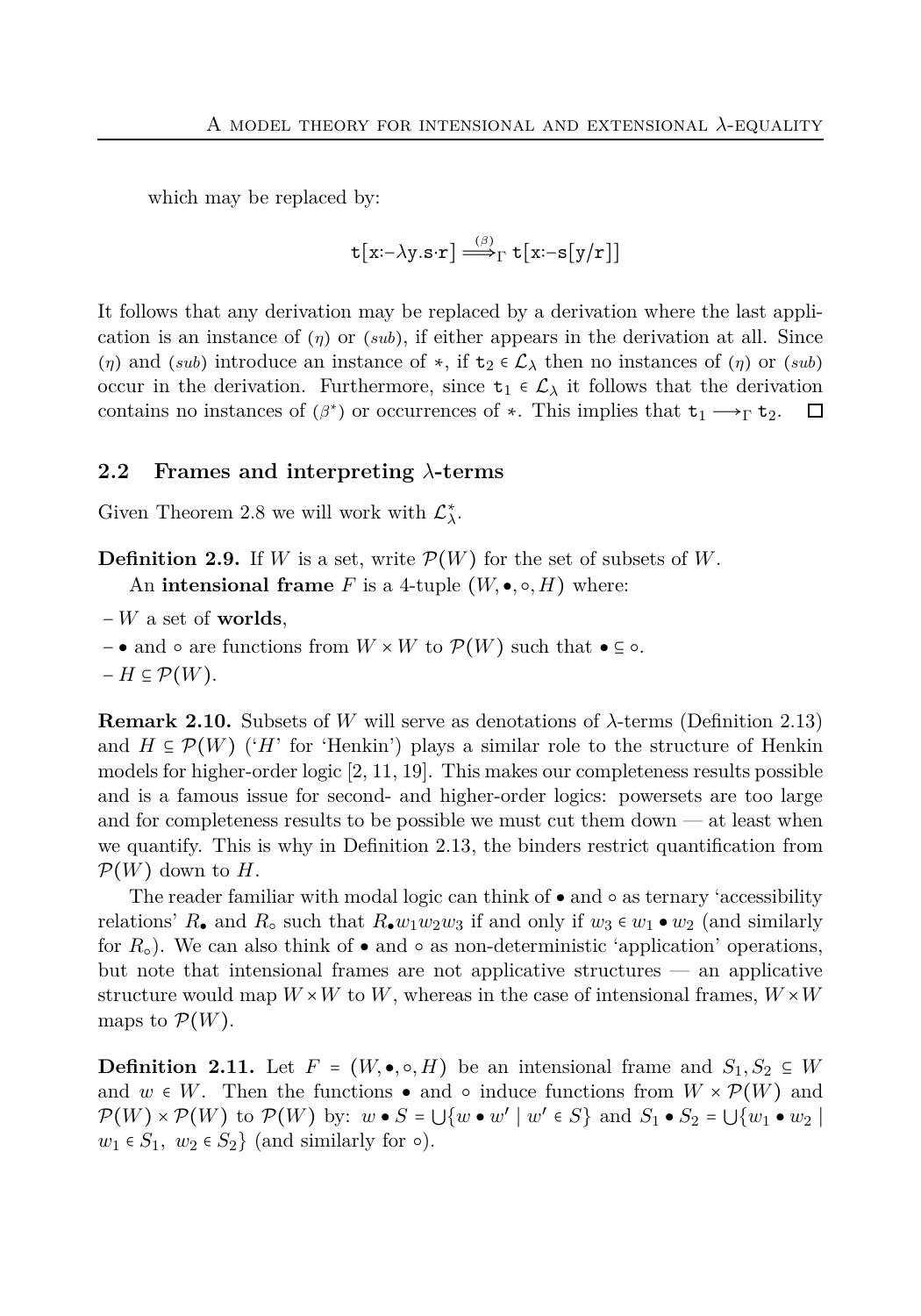which may be replaced by:

$$\mathtt{t[x{:-}\lambda y.s{\cdot}r]} \overset{(\beta)}{\Longrightarrow}_{\Gamma} \mathtt{t[x{:-}s[y/r]]}$$

It follows that any derivation may be replaced by a derivation where the last application is an instance of $(\eta)$ or $(sub)$, if either appears in the derivation at all. Since $(\eta)$ and $(sub)$ introduce an instance of $*$, if $\mathtt{t}_2 \in \mathcal{L}_\lambda$ then no instances of $(\eta)$ or $(sub)$ occur in the derivation. Furthermore, since $\mathtt{t}_1 \in \mathcal{L}_\lambda$ it follows that the derivation contains no instances of $(\beta^*)$ or occurrences of $*$. This implies that $\mathtt{t}_1 \longrightarrow_\Gamma \mathtt{t}_2$. $\square$

## 2.2 Frames and interpreting $\lambda$-terms

Given Theorem 2.8 we will work with $\mathcal{L}^*_\lambda$.

**Definition 2.9.** If $W$ is a set, write $\mathcal{P}(W)$ for the set of subsets of $W$.

An **intensional frame** $F$ is a 4-tuple $(W, \bullet, \circ, H)$ where:

- $W$ a set of **worlds**,
- $\bullet$ and $\circ$ are functions from $W \times W$ to $\mathcal{P}(W)$ such that $\bullet \subseteq \circ$.
- $H \subseteq \mathcal{P}(W)$.

**Remark 2.10.** Subsets of $W$ will serve as denotations of $\lambda$-terms (Definition 2.13) and $H \subseteq \mathcal{P}(W)$ ('$H$' for 'Henkin') plays a similar role to the structure of Henkin models for higher-order logic [2, 11, 19]. This makes our completeness results possible and is a famous issue for second- and higher-order logics: powersets are too large and for completeness results to be possible we must cut them down — at least when we quantify. This is why in Definition 2.13, the binders restrict quantification from $\mathcal{P}(W)$ down to $H$.

The reader familiar with modal logic can think of $\bullet$ and $\circ$ as ternary 'accessibility relations' $R_\bullet$ and $R_\circ$ such that $R_\bullet w_1 w_2 w_3$ if and only if $w_3 \in w_1 \bullet w_2$ (and similarly for $R_\circ$). We can also think of $\bullet$ and $\circ$ as non-deterministic 'application' operations, but note that intensional frames are not applicative structures — an applicative structure would map $W \times W$ to $W$, whereas in the case of intensional frames, $W \times W$ maps to $\mathcal{P}(W)$.

**Definition 2.11.** Let $F = (W, \bullet, \circ, H)$ be an intensional frame and $S_1, S_2 \subseteq W$ and $w \in W$. Then the functions $\bullet$ and $\circ$ induce functions from $W \times \mathcal{P}(W)$ and $\mathcal{P}(W) \times \mathcal{P}(W)$ to $\mathcal{P}(W)$ by: $w \bullet S = \bigcup\{w \bullet w' \mid w' \in S\}$ and $S_1 \bullet S_2 = \bigcup\{w_1 \bullet w_2 \mid w_1 \in S_1,\ w_2 \in S_2\}$ (and similarly for $\circ$).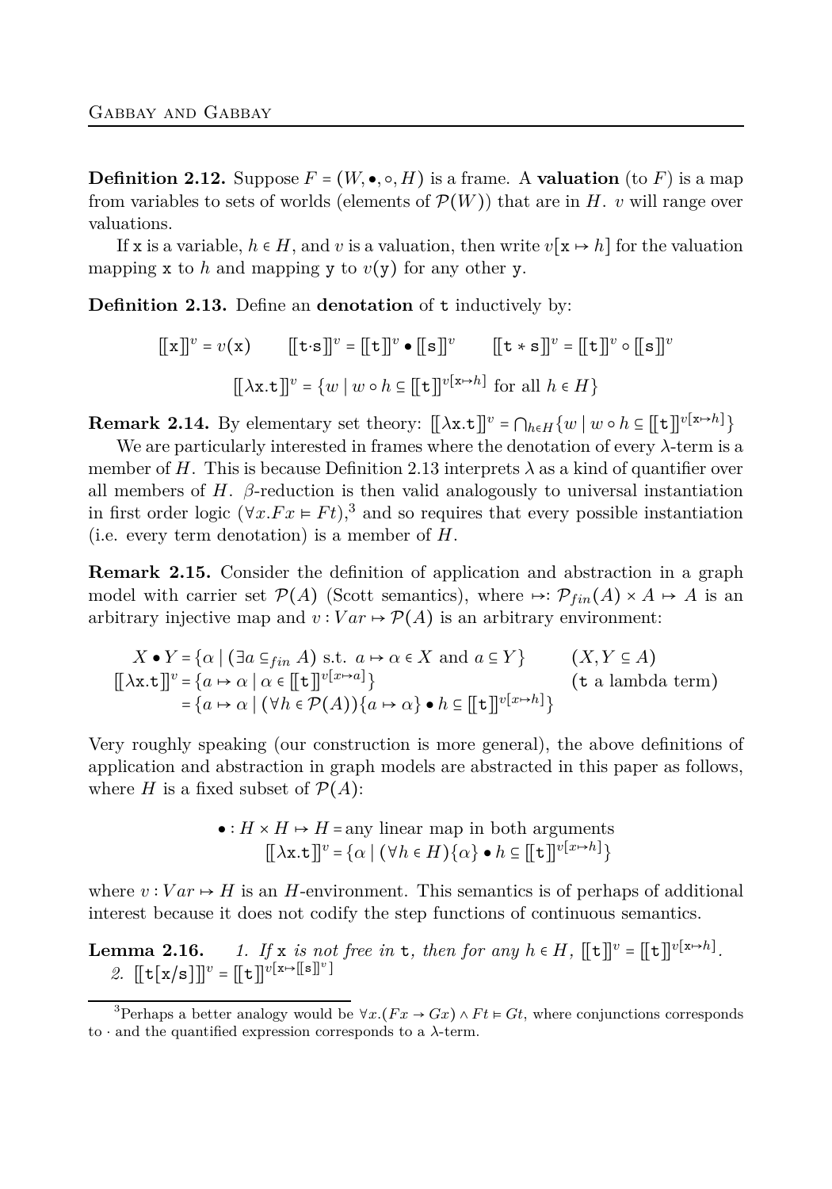**Definition 2.12.** Suppose $F = (W, \bullet, \circ, H)$ is a frame. A **valuation** (to $F$) is a map from variables to sets of worlds (elements of $\mathcal{P}(W)$) that are in $H$. $v$ will range over valuations.

If $\mathtt{x}$ is a variable, $h \in H$, and $v$ is a valuation, then write $v[\mathtt{x} \mapsto h]$ for the valuation mapping $\mathtt{x}$ to $h$ and mapping $\mathtt{y}$ to $v(\mathtt{y})$ for any other $\mathtt{y}$.

**Definition 2.13.** Define an **denotation** of $\mathtt{t}$ inductively by:

$$[\![\mathtt{x}]\!]^v = v(\mathtt{x}) \qquad [\![\mathtt{t}\cdot\mathtt{s}]\!]^v = [\![\mathtt{t}]\!]^v \bullet [\![\mathtt{s}]\!]^v \qquad [\![\mathtt{t} * \mathtt{s}]\!]^v = [\![\mathtt{t}]\!]^v \circ [\![\mathtt{s}]\!]^v$$

$$[\![\lambda\mathtt{x}.\mathtt{t}]\!]^v = \{w \mid w \circ h \subseteq [\![\mathtt{t}]\!]^{v[\mathtt{x}\mapsto h]} \text{ for all } h \in H\}$$

**Remark 2.14.** By elementary set theory: $[\![\lambda\mathtt{x}.\mathtt{t}]\!]^v = \bigcap_{h\in H}\{w \mid w \circ h \subseteq [\![\mathtt{t}]\!]^{v[\mathtt{x}\mapsto h]}\}$

We are particularly interested in frames where the denotation of every $\lambda$-term is a member of $H$. This is because Definition 2.13 interprets $\lambda$ as a kind of quantifier over all members of $H$. $\beta$-reduction is then valid analogously to universal instantiation in first order logic ($\forall x.Fx \vDash Ft$),[3] and so requires that every possible instantiation (i.e. every term denotation) is a member of $H$.

**Remark 2.15.** Consider the definition of application and abstraction in a graph model with carrier set $\mathcal{P}(A)$ (Scott semantics), where $\mapsto: \mathcal{P}_{fin}(A) \times A \mapsto A$ is an arbitrary injective map and $v : Var \mapsto \mathcal{P}(A)$ is an arbitrary environment:

$$\begin{aligned}
X \bullet Y &= \{\alpha \mid (\exists a \subseteq_{fin} A) \text{ s.t. } a \mapsto \alpha \in X \text{ and } a \subseteq Y\} && (X, Y \subseteq A)\\
[\![\lambda\mathtt{x}.\mathtt{t}]\!]^v &= \{a \mapsto \alpha \mid \alpha \in [\![\mathtt{t}]\!]^{v[x\mapsto a]}\} && (\mathtt{t} \text{ a lambda term})\\
&= \{a \mapsto \alpha \mid (\forall h \in \mathcal{P}(A))\{a \mapsto \alpha\} \bullet h \subseteq [\![\mathtt{t}]\!]^{v[x\mapsto h]}\}
\end{aligned}$$

Very roughly speaking (our construction is more general), the above definitions of application and abstraction in graph models are abstracted in this paper as follows, where $H$ is a fixed subset of $\mathcal{P}(A)$:

$$\begin{aligned}
\bullet : H \times H \mapsto H &= \text{any linear map in both arguments}\\
[\![\lambda\mathtt{x}.\mathtt{t}]\!]^v &= \{\alpha \mid (\forall h \in H)\{\alpha\} \bullet h \subseteq [\![\mathtt{t}]\!]^{v[x\mapsto h]}\}
\end{aligned}$$

where $v : Var \mapsto H$ is an $H$-environment. This semantics is of perhaps of additional interest because it does not codify the step functions of continuous semantics.

**Lemma 2.16.** *1. If* $\mathtt{x}$ *is not free in* $\mathtt{t}$*, then for any* $h \in H$*,* $[\![\mathtt{t}]\!]^v = [\![\mathtt{t}]\!]^{v[\mathtt{x}\mapsto h]}$*.*
*2.* $[\![\mathtt{t}[\mathtt{x}/\mathtt{s}]]\!]^v = [\![\mathtt{t}]\!]^{v[\mathtt{x}\mapsto[\![\mathtt{s}]\!]^v]}$

[3] Perhaps a better analogy would be $\forall x.(Fx \to Gx) \wedge Ft \vDash Gt$, where conjunctions corresponds to $\cdot$ and the quantified expression corresponds to a $\lambda$-term.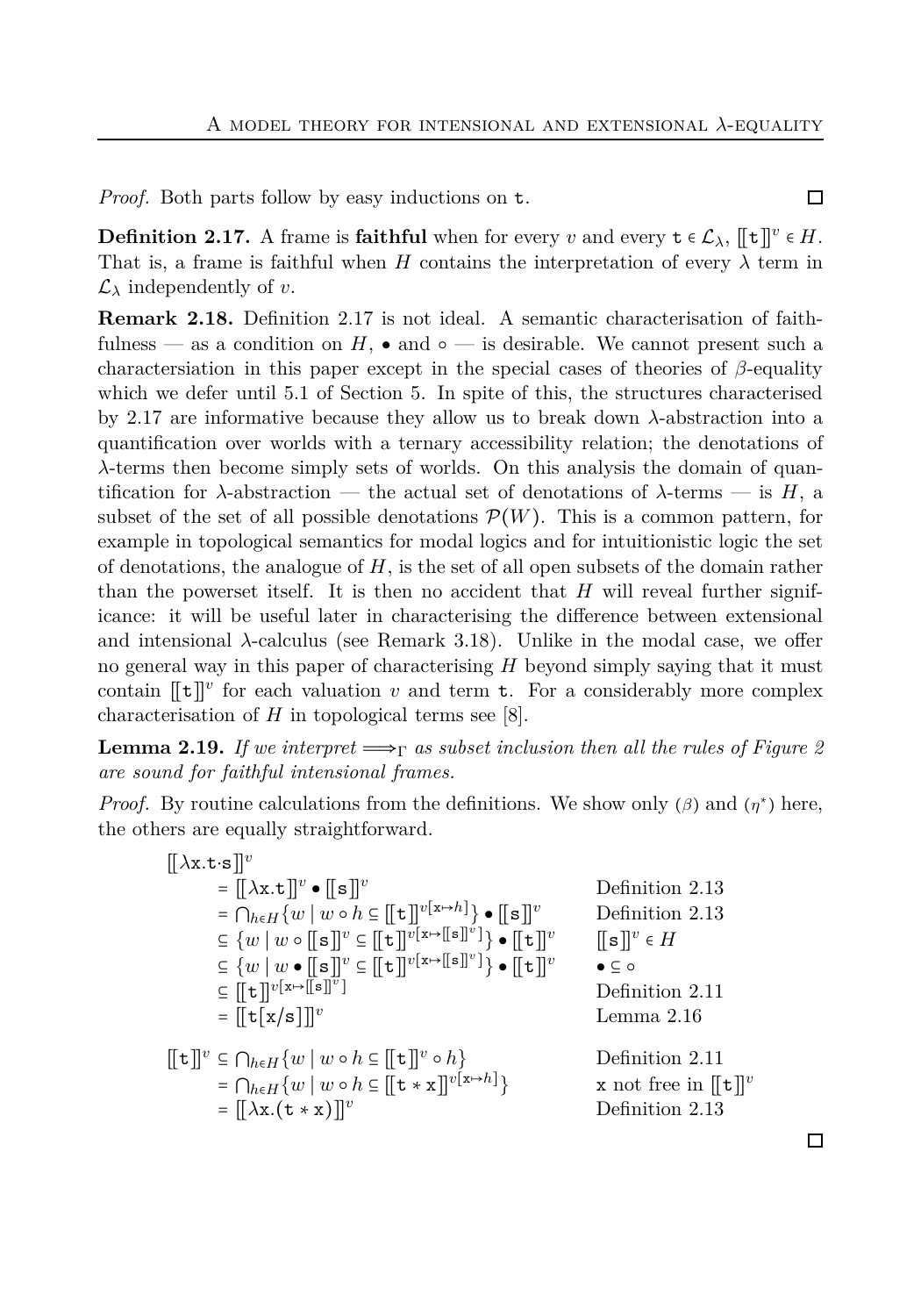*Proof.* Both parts follow by easy inductions on $\mathtt{t}$. ◻

**Definition 2.17.** A frame is **faithful** when for every $v$ and every $\mathtt{t} \in \mathcal{L}_\lambda$, $[\![\mathtt{t}]\!]^v \in H$. That is, a frame is faithful when $H$ contains the interpretation of every $\lambda$ term in $\mathcal{L}_\lambda$ independently of $v$.

**Remark 2.18.** Definition 2.17 is not ideal. A semantic characterisation of faithfulness — as a condition on $H$, $\bullet$ and $\circ$ — is desirable. We cannot present such a charactersiation in this paper except in the special cases of theories of $\beta$-equality which we defer until 5.1 of Section 5. In spite of this, the structures characterised by 2.17 are informative because they allow us to break down $\lambda$-abstraction into a quantification over worlds with a ternary accessibility relation; the denotations of $\lambda$-terms then become simply sets of worlds. On this analysis the domain of quantification for $\lambda$-abstraction — the actual set of denotations of $\lambda$-terms — is $H$, a subset of the set of all possible denotations $\mathcal{P}(W)$. This is a common pattern, for example in topological semantics for modal logics and for intuitionistic logic the set of denotations, the analogue of $H$, is the set of all open subsets of the domain rather than the powerset itself. It is then no accident that $H$ will reveal further significance: it will be useful later in characterising the difference between extensional and intensional $\lambda$-calculus (see Remark 3.18). Unlike in the modal case, we offer no general way in this paper of characterising $H$ beyond simply saying that it must contain $[\![\mathtt{t}]\!]^v$ for each valuation $v$ and term $\mathtt{t}$. For a considerably more complex characterisation of $H$ in topological terms see [8].

**Lemma 2.19.** *If we interpret $\Longrightarrow_\Gamma$ as subset inclusion then all the rules of Figure 2 are sound for faithful intensional frames.*

*Proof.* By routine calculations from the definitions. We show only ($\beta$) and ($\eta^*$) here, the others are equally straightforward.

$$
\begin{array}{lll}
[\![\lambda \mathtt{x}.\mathtt{t}\cdot \mathtt{s}]\!]^v & & \\
\quad = [\![\lambda \mathtt{x}.\mathtt{t}]\!]^v \bullet [\![\mathtt{s}]\!]^v & & \text{Definition 2.13} \\
\quad = \bigcap_{h\in H}\{w \mid w \circ h \subseteq [\![\mathtt{t}]\!]^{v[\mathtt{x}\mapsto h]}\} \bullet [\![\mathtt{s}]\!]^v & & \text{Definition 2.13} \\
\quad \subseteq \{w \mid w \circ [\![\mathtt{s}]\!]^v \subseteq [\![\mathtt{t}]\!]^{v[\mathtt{x}\mapsto [\![\mathtt{s}]\!]^v]}\} \bullet [\![\mathtt{t}]\!]^v & & [\![\mathtt{s}]\!]^v \in H \\
\quad \subseteq \{w \mid w \bullet [\![\mathtt{s}]\!]^v \subseteq [\![\mathtt{t}]\!]^{v[\mathtt{x}\mapsto [\![\mathtt{s}]\!]^v]}\} \bullet [\![\mathtt{t}]\!]^v & & \bullet \subseteq \circ \\
\quad \subseteq [\![\mathtt{t}]\!]^{v[\mathtt{x}\mapsto [\![\mathtt{s}]\!]^v]} & & \text{Definition 2.11} \\
\quad = [\![\mathtt{t}[\mathtt{x}/\mathtt{s}]]\!]^v & & \text{Lemma 2.16} \\
 & & \\
[\![\mathtt{t}]\!]^v \subseteq \bigcap_{h\in H}\{w \mid w \circ h \subseteq [\![\mathtt{t}]\!]^v \circ h\} & & \text{Definition 2.11} \\
\quad = \bigcap_{h\in H}\{w \mid w \circ h \subseteq [\![\mathtt{t} * \mathtt{x}]\!]^{v[\mathtt{x}\mapsto h]}\} & & \mathtt{x} \text{ not free in } [\![\mathtt{t}]\!]^v \\
\quad = [\![\lambda \mathtt{x}.(\mathtt{t} * \mathtt{x})]\!]^v & & \text{Definition 2.13}
\end{array}
$$

◻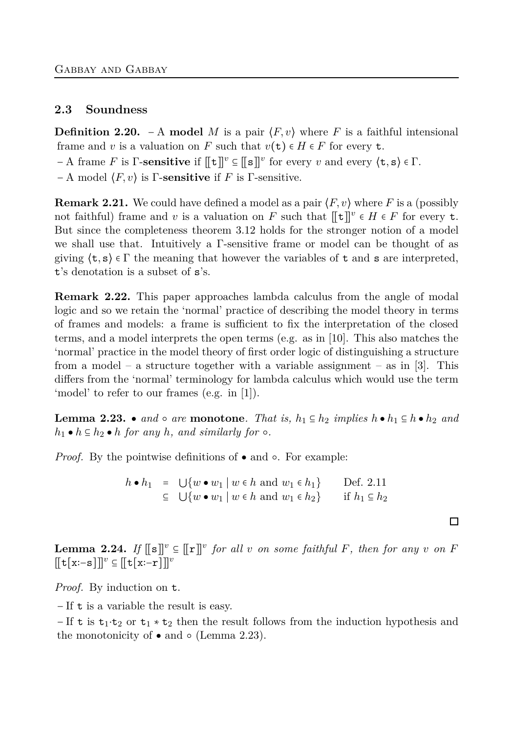### 2.3 Soundness

**Definition 2.20.** – A **model** $M$ is a pair $\langle F, v\rangle$ where $F$ is a faithful intensional frame and $v$ is a valuation on $F$ such that $v(\mathtt{t}) \in H \in F$ for every $\mathtt{t}$.
– A frame $F$ is $\Gamma$-**sensitive** if $[\![\mathtt{t}]\!]^v \subseteq [\![\mathtt{s}]\!]^v$ for every $v$ and every $\langle \mathtt{t}, \mathtt{s}\rangle \in \Gamma$.
– A model $\langle F, v\rangle$ is $\Gamma$-**sensitive** if $F$ is $\Gamma$-sensitive.

**Remark 2.21.** We could have defined a model as a pair $\langle F, v\rangle$ where $F$ is a (possibly not faithful) frame and $v$ is a valuation on $F$ such that $[\![\mathtt{t}]\!]^v \in H \in F$ for every $\mathtt{t}$. But since the completeness theorem 3.12 holds for the stronger notion of a model we shall use that. Intuitively a $\Gamma$-sensitive frame or model can be thought of as giving $\langle \mathtt{t}, \mathtt{s}\rangle \in \Gamma$ the meaning that however the variables of $\mathtt{t}$ and $\mathtt{s}$ are interpreted, $\mathtt{t}$'s denotation is a subset of $\mathtt{s}$'s.

**Remark 2.22.** This paper approaches lambda calculus from the angle of modal logic and so we retain the 'normal' practice of describing the model theory in terms of frames and models: a frame is sufficient to fix the interpretation of the closed terms, and a model interprets the open terms (e.g. as in [10]. This also matches the 'normal' practice in the model theory of first order logic of distinguishing a structure from a model – a structure together with a variable assignment – as in [3]. This differs from the 'normal' terminology for lambda calculus which would use the term 'model' to refer to our frames (e.g. in [1]).

**Lemma 2.23.** $\bullet$ *and* $\circ$ *are* **monotone**. *That is,* $h_1 \subseteq h_2$ *implies* $h \bullet h_1 \subseteq h \bullet h_2$ *and* $h_1 \bullet h \subseteq h_2 \bullet h$ *for any* $h$*, and similarly for* $\circ$.

*Proof.* By the pointwise definitions of $\bullet$ and $\circ$. For example:

$$\begin{array}{rcll} h \bullet h_1 & = & \bigcup\{w \bullet w_1 \mid w \in h \text{ and } w_1 \in h_1\} & \text{Def. 2.11} \\ & \subseteq & \bigcup\{w \bullet w_1 \mid w \in h \text{ and } w_1 \in h_2\} & \text{if } h_1 \subseteq h_2 \end{array}$$

□

**Lemma 2.24.** *If* $[\![\mathtt{s}]\!]^v \subseteq [\![\mathtt{r}]\!]^v$ *for all* $v$ *on some faithful* $F$*, then for any* $v$ *on* $F$ $[\![\mathtt{t}[\mathtt{x}{:=}\mathtt{s}]]\!]^v \subseteq [\![\mathtt{t}[\mathtt{x}{:=}\mathtt{r}]]\!]^v$

*Proof.* By induction on $\mathtt{t}$.

– If $\mathtt{t}$ is a variable the result is easy.

– If $\mathtt{t}$ is $\mathtt{t}_1{\cdot}\mathtt{t}_2$ or $\mathtt{t}_1 * \mathtt{t}_2$ then the result follows from the induction hypothesis and the monotonicity of $\bullet$ and $\circ$ (Lemma 2.23).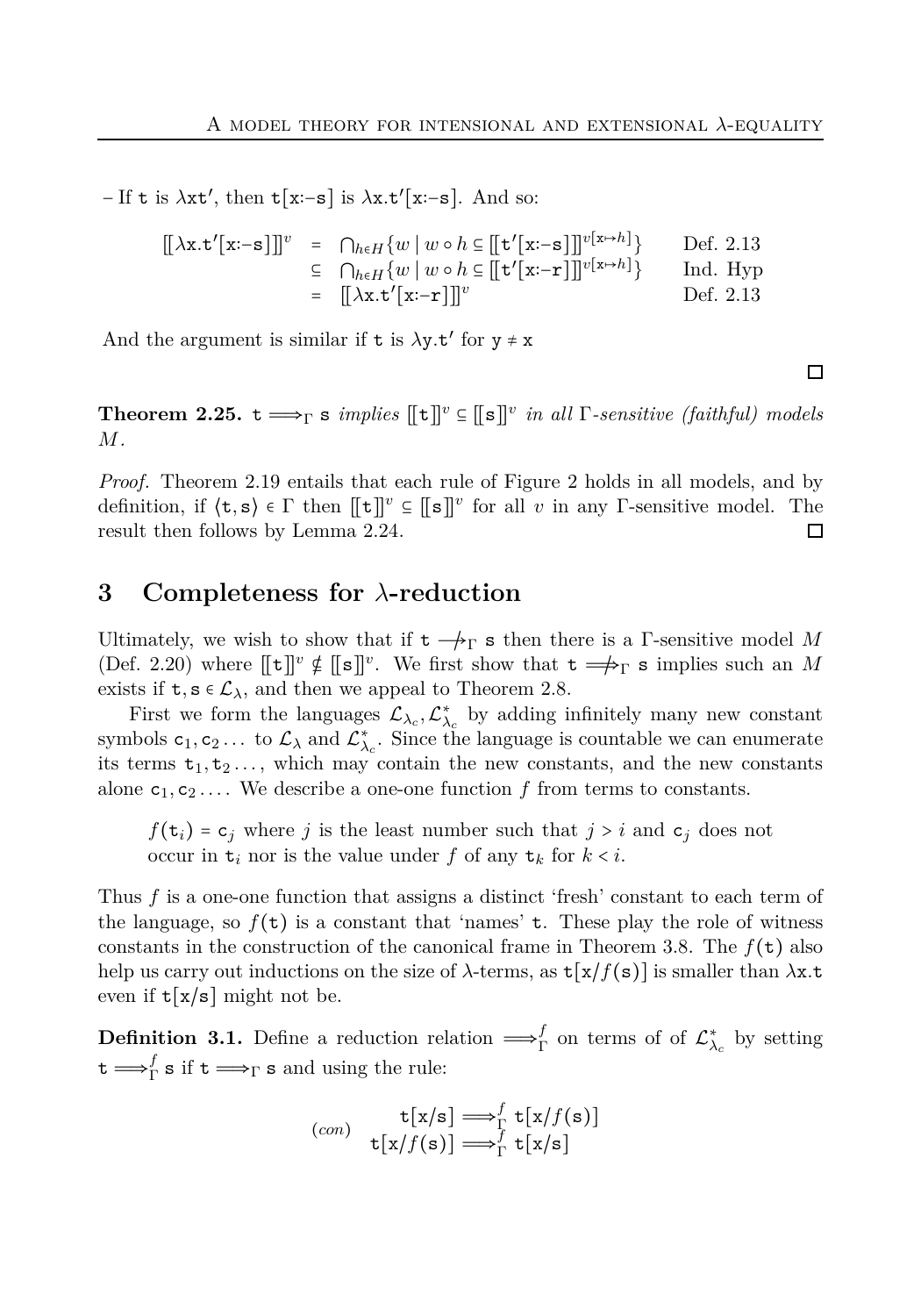– If $\mathtt{t}$ is $\lambda \mathtt{x t'}$, then $\mathtt{t}[\mathtt{x}{:-}\mathtt{s}]$ is $\lambda \mathtt{x}.\mathtt{t'}[\mathtt{x}{:-}\mathtt{s}]$. And so:

$$
\begin{array}{rcll}
[[\lambda \mathtt{x}.\mathtt{t'}[\mathtt{x}{:-}\mathtt{s}]]]^v & = & \bigcap_{h \in H}\{w \mid w \circ h \subseteq [[\mathtt{t'}[\mathtt{x}{:-}\mathtt{s}]]]^{v[\mathtt{x} \mapsto h]}\} & \text{Def. 2.13} \\
& \subseteq & \bigcap_{h \in H}\{w \mid w \circ h \subseteq [[\mathtt{t'}[\mathtt{x}{:-}\mathtt{r}]]]^{v[\mathtt{x} \mapsto h]}\} & \text{Ind. Hyp} \\
& = & [[\lambda \mathtt{x}.\mathtt{t'}[\mathtt{x}{:-}\mathtt{r}]]]^v & \text{Def. 2.13}
\end{array}
$$

And the argument is similar if $\mathtt{t}$ is $\lambda \mathtt{y}.\mathtt{t'}$ for $\mathtt{y} \neq \mathtt{x}$

□

**Theorem 2.25.** $\mathtt{t} \Longrightarrow_\Gamma \mathtt{s}$ *implies* $[[\mathtt{t}]]^v \subseteq [[\mathtt{s}]]^v$ *in all* $\Gamma$*-sensitive (faithful) models* $M$.

*Proof.* Theorem 2.19 entails that each rule of Figure 2 holds in all models, and by definition, if $\langle \mathtt{t}, \mathtt{s} \rangle \in \Gamma$ then $[[\mathtt{t}]]^v \subseteq [[\mathtt{s}]]^v$ for all $v$ in any $\Gamma$-sensitive model. The result then follows by Lemma 2.24. □

## 3 Completeness for $\lambda$-reduction

Ultimately, we wish to show that if $\mathtt{t} \not\twoheadrightarrow_\Gamma \mathtt{s}$ then there is a $\Gamma$-sensitive model $M$ (Def. 2.20) where $[[\mathtt{t}]]^v \nsubseteq [[\mathtt{s}]]^v$. We first show that $\mathtt{t} \not\Longrightarrow_\Gamma \mathtt{s}$ implies such an $M$ exists if $\mathtt{t}, \mathtt{s} \in \mathcal{L}_\lambda$, and then we appeal to Theorem 2.8.

First we form the languages $\mathcal{L}_{\lambda_c}, \mathcal{L}^*_{\lambda_c}$ by adding infinitely many new constant symbols $\mathtt{c}_1, \mathtt{c}_2 \ldots$ to $\mathcal{L}_\lambda$ and $\mathcal{L}^*_{\lambda_c}$. Since the language is countable we can enumerate its terms $\mathtt{t}_1, \mathtt{t}_2 \ldots$, which may contain the new constants, and the new constants alone $\mathtt{c}_1, \mathtt{c}_2 \ldots$. We describe a one-one function $f$ from terms to constants.

> $f(\mathtt{t}_i) = \mathtt{c}_j$ where $j$ is the least number such that $j > i$ and $\mathtt{c}_j$ does not occur in $\mathtt{t}_i$ nor is the value under $f$ of any $\mathtt{t}_k$ for $k < i$.

Thus $f$ is a one-one function that assigns a distinct 'fresh' constant to each term of the language, so $f(\mathtt{t})$ is a constant that 'names' $\mathtt{t}$. These play the role of witness constants in the construction of the canonical frame in Theorem 3.8. The $f(\mathtt{t})$ also help us carry out inductions on the size of $\lambda$-terms, as $\mathtt{t}[\mathtt{x}/f(\mathtt{s})]$ is smaller than $\lambda \mathtt{x}.\mathtt{t}$ even if $\mathtt{t}[\mathtt{x}/\mathtt{s}]$ might not be.

**Definition 3.1.** Define a reduction relation $\Longrightarrow^f_\Gamma$ on terms of of $\mathcal{L}^*_{\lambda_c}$ by setting $\mathtt{t} \Longrightarrow^f_\Gamma \mathtt{s}$ if $\mathtt{t} \Longrightarrow_\Gamma \mathtt{s}$ and using the rule:

$$
(con) \quad \begin{array}{c} \mathtt{t}[\mathtt{x}/\mathtt{s}] \Longrightarrow^f_\Gamma \mathtt{t}[\mathtt{x}/f(\mathtt{s})] \\ \mathtt{t}[\mathtt{x}/f(\mathtt{s})] \Longrightarrow^f_\Gamma \mathtt{t}[\mathtt{x}/\mathtt{s}] \end{array}
$$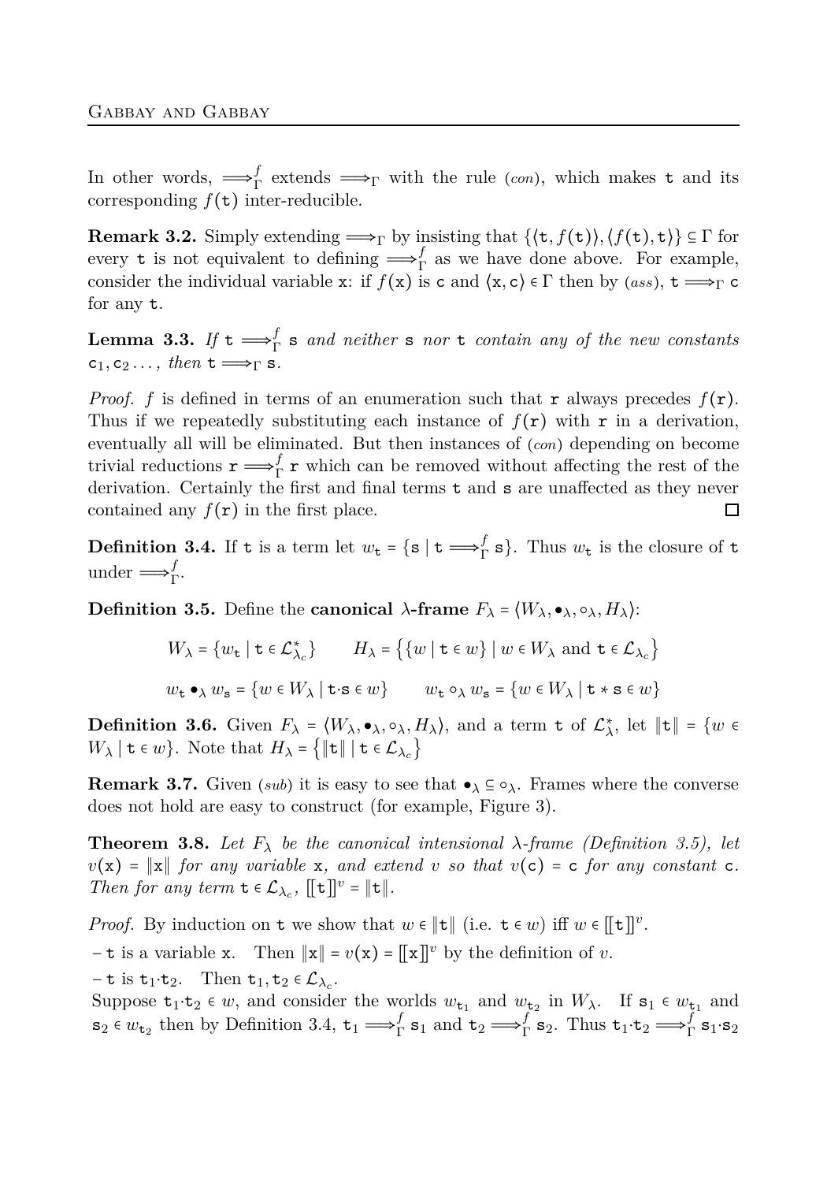In other words, $\Longrightarrow^f_\Gamma$ extends $\Longrightarrow_\Gamma$ with the rule (*con*), which makes $\mathtt{t}$ and its corresponding $f(\mathtt{t})$ inter-reducible.

**Remark 3.2.** Simply extending $\Longrightarrow_\Gamma$ by insisting that $\{\langle \mathtt{t}, f(\mathtt{t})\rangle, \langle f(\mathtt{t}), \mathtt{t}\rangle\} \subseteq \Gamma$ for every $\mathtt{t}$ is not equivalent to defining $\Longrightarrow^f_\Gamma$ as we have done above. For example, consider the individual variable $\mathtt{x}$: if $f(\mathtt{x})$ is $\mathtt{c}$ and $\langle \mathtt{x}, \mathtt{c}\rangle \in \Gamma$ then by (*ass*), $\mathtt{t} \Longrightarrow_\Gamma \mathtt{c}$ for any $\mathtt{t}$.

**Lemma 3.3.** *If $\mathtt{t} \Longrightarrow^f_\Gamma \mathtt{s}$ and neither $\mathtt{s}$ nor $\mathtt{t}$ contain any of the new constants $\mathtt{c}_1, \mathtt{c}_2 \dots$, then $\mathtt{t} \Longrightarrow_\Gamma \mathtt{s}$.*

*Proof.* $f$ is defined in terms of an enumeration such that $\mathtt{r}$ always precedes $f(\mathtt{r})$. Thus if we repeatedly substituting each instance of $f(\mathtt{r})$ with $\mathtt{r}$ in a derivation, eventually all will be eliminated. But then instances of (*con*) depending on become trivial reductions $\mathtt{r} \Longrightarrow^f_\Gamma \mathtt{r}$ which can be removed without affecting the rest of the derivation. Certainly the first and final terms $\mathtt{t}$ and $\mathtt{s}$ are unaffected as they never contained any $f(\mathtt{r})$ in the first place. □

**Definition 3.4.** If $\mathtt{t}$ is a term let $w_\mathtt{t} = \{\mathtt{s} \mid \mathtt{t} \Longrightarrow^f_\Gamma \mathtt{s}\}$. Thus $w_\mathtt{t}$ is the closure of $\mathtt{t}$ under $\Longrightarrow^f_\Gamma$.

**Definition 3.5.** Define the **canonical $\lambda$-frame** $F_\lambda = \langle W_\lambda, \bullet_\lambda, \circ_\lambda, H_\lambda\rangle$:

$$W_\lambda = \{w_\mathtt{t} \mid \mathtt{t} \in \mathcal{L}^*_{\lambda_c}\} \qquad H_\lambda = \big\{\{w \mid \mathtt{t} \in w\} \mid w \in W_\lambda \text{ and } \mathtt{t} \in \mathcal{L}_{\lambda_c}\big\}$$

$$w_\mathtt{t} \bullet_\lambda w_\mathtt{s} = \{w \in W_\lambda \mid \mathtt{t}{\cdot}\mathtt{s} \in w\} \qquad w_\mathtt{t} \circ_\lambda w_\mathtt{s} = \{w \in W_\lambda \mid \mathtt{t} * \mathtt{s} \in w\}$$

**Definition 3.6.** Given $F_\lambda = \langle W_\lambda, \bullet_\lambda, \circ_\lambda, H_\lambda\rangle$, and a term $\mathtt{t}$ of $\mathcal{L}^*_\lambda$, let $\|\mathtt{t}\| = \{w \in W_\lambda \mid \mathtt{t} \in w\}$. Note that $H_\lambda = \big\{\|\mathtt{t}\| \mid \mathtt{t} \in \mathcal{L}_{\lambda_c}\big\}$

**Remark 3.7.** Given (*sub*) it is easy to see that $\bullet_\lambda \subseteq \circ_\lambda$. Frames where the converse does not hold are easy to construct (for example, Figure 3).

**Theorem 3.8.** *Let $F_\lambda$ be the canonical intensional $\lambda$-frame (Definition 3.5), let $v(\mathtt{x}) = \|\mathtt{x}\|$ for any variable $\mathtt{x}$, and extend $v$ so that $v(\mathtt{c}) = \mathtt{c}$ for any constant $\mathtt{c}$. Then for any term $\mathtt{t} \in \mathcal{L}_{\lambda_c}$, $[\![\mathtt{t}]\!]^v = \|\mathtt{t}\|$.*

*Proof.* By induction on $\mathtt{t}$ we show that $w \in \|\mathtt{t}\|$ (i.e. $\mathtt{t} \in w$) iff $w \in [\![\mathtt{t}]\!]^v$.

– $\mathtt{t}$ is a variable $\mathtt{x}$. Then $\|\mathtt{x}\| = v(\mathtt{x}) = [\![\mathtt{x}]\!]^v$ by the definition of $v$.

– $\mathtt{t}$ is $\mathtt{t}_1{\cdot}\mathtt{t}_2$. Then $\mathtt{t}_1, \mathtt{t}_2 \in \mathcal{L}_{\lambda_c}$.
Suppose $\mathtt{t}_1{\cdot}\mathtt{t}_2 \in w$, and consider the worlds $w_{\mathtt{t}_1}$ and $w_{\mathtt{t}_2}$ in $W_\lambda$. If $\mathtt{s}_1 \in w_{\mathtt{t}_1}$ and $\mathtt{s}_2 \in w_{\mathtt{t}_2}$ then by Definition 3.4, $\mathtt{t}_1 \Longrightarrow^f_\Gamma \mathtt{s}_1$ and $\mathtt{t}_2 \Longrightarrow^f_\Gamma \mathtt{s}_2$. Thus $\mathtt{t}_1{\cdot}\mathtt{t}_2 \Longrightarrow^f_\Gamma \mathtt{s}_1{\cdot}\mathtt{s}_2$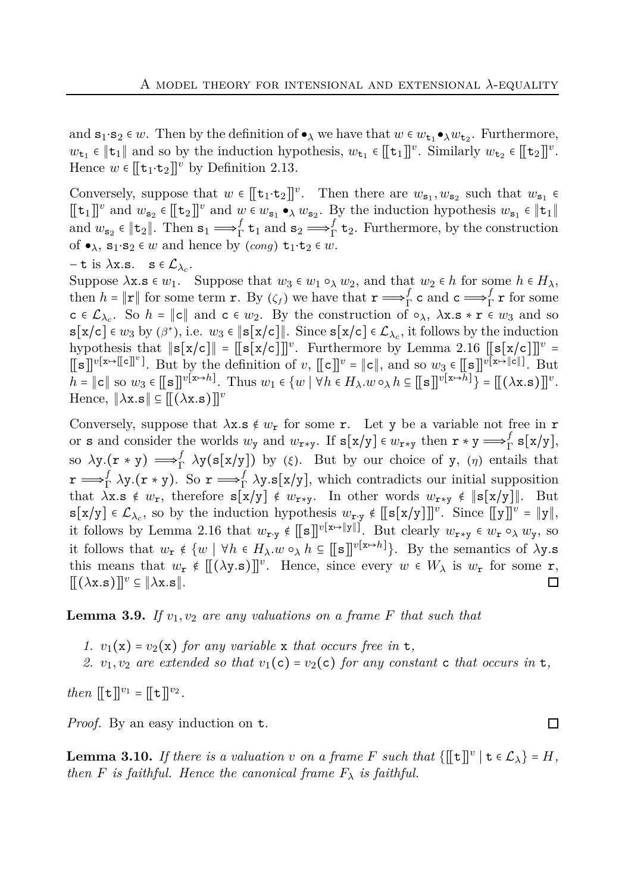and $\mathtt{s}_1 \cdot \mathtt{s}_2 \in w$. Then by the definition of $\bullet_\lambda$ we have that $w \in w_{\mathtt{t}_1} \bullet_\lambda w_{\mathtt{t}_2}$. Furthermore, $w_{\mathtt{t}_1} \in \|\mathtt{t}_1\|$ and so by the induction hypothesis, $w_{\mathtt{t}_1} \in [\![\mathtt{t}_1]\!]^v$. Similarly $w_{\mathtt{t}_2} \in [\![\mathtt{t}_2]\!]^v$. Hence $w \in [\![\mathtt{t}_1 \cdot \mathtt{t}_2]\!]^v$ by Definition 2.13.

Conversely, suppose that $w \in [\![\mathtt{t}_1 \cdot \mathtt{t}_2]\!]^v$. Then there are $w_{\mathtt{s}_1}, w_{\mathtt{s}_2}$ such that $w_{\mathtt{s}_1} \in [\![\mathtt{t}_1]\!]^v$ and $w_{\mathtt{s}_2} \in [\![\mathtt{t}_2]\!]^v$ and $w \in w_{\mathtt{s}_1} \bullet_\lambda w_{\mathtt{s}_2}$. By the induction hypothesis $w_{\mathtt{s}_1} \in \|\mathtt{t}_1\|$ and $w_{\mathtt{s}_2} \in \|\mathtt{t}_2\|$. Then $\mathtt{s}_1 \Longrightarrow^f_\Gamma \mathtt{t}_1$ and $\mathtt{s}_2 \Longrightarrow^f_\Gamma \mathtt{t}_2$. Furthermore, by the construction of $\bullet_\lambda$, $\mathtt{s}_1 \cdot \mathtt{s}_2 \in w$ and hence by (*cong*) $\mathtt{t}_1 \cdot \mathtt{t}_2 \in w$.

– $\mathtt{t}$ is $\lambda\mathtt{x}.\mathtt{s}$. $\mathtt{s} \in \mathcal{L}_{\lambda_c}$.
Suppose $\lambda\mathtt{x}.\mathtt{s} \in w_1$. Suppose that $w_3 \in w_1 \circ_\lambda w_2$, and that $w_2 \in h$ for some $h \in H_\lambda$, then $h = \|\mathtt{r}\|$ for some term $\mathtt{r}$. By $(\zeta_f)$ we have that $\mathtt{r} \Longrightarrow^f_\Gamma \mathtt{c}$ and $\mathtt{c} \Longrightarrow^f_\Gamma \mathtt{r}$ for some $\mathtt{c} \in \mathcal{L}_{\lambda_c}$. So $h = \|\mathtt{c}\|$ and $\mathtt{c} \in w_2$. By the construction of $\circ_\lambda$, $\lambda\mathtt{x}.\mathtt{s} * \mathtt{r} \in w_3$ and so $\mathtt{s}[\mathtt{x}/\mathtt{c}] \in w_3$ by $(\beta^*)$, i.e. $w_3 \in \|\mathtt{s}[\mathtt{x}/\mathtt{c}]\|$. Since $\mathtt{s}[\mathtt{x}/\mathtt{c}] \in \mathcal{L}_{\lambda_c}$, it follows by the induction hypothesis that $\|\mathtt{s}[\mathtt{x}/\mathtt{c}]\| = [\![\mathtt{s}[\mathtt{x}/\mathtt{c}]]\!]^v$. Furthermore by Lemma 2.16 $[\![\mathtt{s}[\mathtt{x}/\mathtt{c}]]\!]^v = [\![\mathtt{s}]\!]^{v[\mathtt{x} \mapsto [\![\mathtt{c}]\!]^v]}$. But by the definition of $v$, $[\![\mathtt{c}]\!]^v = \|\mathtt{c}\|$, and so $w_3 \in [\![\mathtt{s}]\!]^{v[\mathtt{x} \mapsto \|\mathtt{c}\|]}$. But $h = \|\mathtt{c}\|$ so $w_3 \in [\![\mathtt{s}]\!]^{v[\mathtt{x} \mapsto h]}$. Thus $w_1 \in \{w \mid \forall h \in H_\lambda . w \circ_\lambda h \subseteq [\![\mathtt{s}]\!]^{v[\mathtt{x} \mapsto h]}\} = [\![(\lambda\mathtt{x}.\mathtt{s})]\!]^v$. Hence, $\|\lambda\mathtt{x}.\mathtt{s}\| \subseteq [\![(\lambda\mathtt{x}.\mathtt{s})]\!]^v$

Conversely, suppose that $\lambda\mathtt{x}.\mathtt{s} \notin w_\mathtt{r}$ for some $\mathtt{r}$. Let $\mathtt{y}$ be a variable not free in $\mathtt{r}$ or $\mathtt{s}$ and consider the worlds $w_\mathtt{y}$ and $w_{\mathtt{r}*\mathtt{y}}$. If $\mathtt{s}[\mathtt{x}/\mathtt{y}] \in w_{\mathtt{r}*\mathtt{y}}$ then $\mathtt{r} * \mathtt{y} \Longrightarrow^f_\Gamma \mathtt{s}[\mathtt{x}/\mathtt{y}]$, so $\lambda\mathtt{y}.(\mathtt{r} * \mathtt{y}) \Longrightarrow^f_\Gamma \lambda\mathtt{y}(\mathtt{s}[\mathtt{x}/\mathtt{y}])$ by $(\xi)$. But by our choice of $\mathtt{y}$, $(\eta)$ entails that $\mathtt{r} \Longrightarrow^f_\Gamma \lambda\mathtt{y}.(\mathtt{r} * \mathtt{y})$. So $\mathtt{r} \Longrightarrow^f_\Gamma \lambda\mathtt{y}.\mathtt{s}[\mathtt{x}/\mathtt{y}]$, which contradicts our initial supposition that $\lambda\mathtt{x}.\mathtt{s} \notin w_\mathtt{r}$, therefore $\mathtt{s}[\mathtt{x}/\mathtt{y}] \notin w_{\mathtt{r}*\mathtt{y}}$. In other words $w_{\mathtt{r}*\mathtt{y}} \notin \|\mathtt{s}[\mathtt{x}/\mathtt{y}]\|$. But $\mathtt{s}[\mathtt{x}/\mathtt{y}] \in \mathcal{L}_{\lambda_c}$, so by the induction hypothesis $w_{\mathtt{r}\cdot\mathtt{y}} \notin [\![\mathtt{s}[\mathtt{x}/\mathtt{y}]]\!]^v$. Since $[\![\mathtt{y}]\!]^v = \|\mathtt{y}\|$, it follows by Lemma 2.16 that $w_{\mathtt{r}\cdot\mathtt{y}} \notin [\![\mathtt{s}]\!]^{v[\mathtt{x} \mapsto \|\mathtt{y}\|]}$. But clearly $w_{\mathtt{r}*\mathtt{y}} \in w_\mathtt{r} \circ_\lambda w_\mathtt{y}$, so it follows that $w_\mathtt{r} \notin \{w \mid \forall h \in H_\lambda . w \circ_\lambda h \subseteq [\![\mathtt{s}]\!]^{v[\mathtt{x} \mapsto h]}\}$. By the semantics of $\lambda\mathtt{y}.\mathtt{s}$ this means that $w_\mathtt{r} \notin [\![(\lambda\mathtt{y}.\mathtt{s})]\!]^v$. Hence, since every $w \in W_\lambda$ is $w_\mathtt{r}$ for some $\mathtt{r}$, $[\![(\lambda\mathtt{x}.\mathtt{s})]\!]^v \subseteq \|\lambda\mathtt{x}.\mathtt{s}\|$. □

**Lemma 3.9.** *If $v_1, v_2$ are any valuations on a frame $F$ that such that*

1. *$v_1(\mathtt{x}) = v_2(\mathtt{x})$ for any variable $\mathtt{x}$ that occurs free in $\mathtt{t}$,*
2. *$v_1, v_2$ are extended so that $v_1(\mathtt{c}) = v_2(\mathtt{c})$ for any constant $\mathtt{c}$ that occurs in $\mathtt{t}$,*

*then $[\![\mathtt{t}]\!]^{v_1} = [\![\mathtt{t}]\!]^{v_2}$.*

*Proof.* By an easy induction on $\mathtt{t}$. □

**Lemma 3.10.** *If there is a valuation $v$ on a frame $F$ such that $\{[\![\mathtt{t}]\!]^v \mid \mathtt{t} \in \mathcal{L}_\lambda\} = H$, then $F$ is faithful. Hence the canonical frame $F_\lambda$ is faithful.*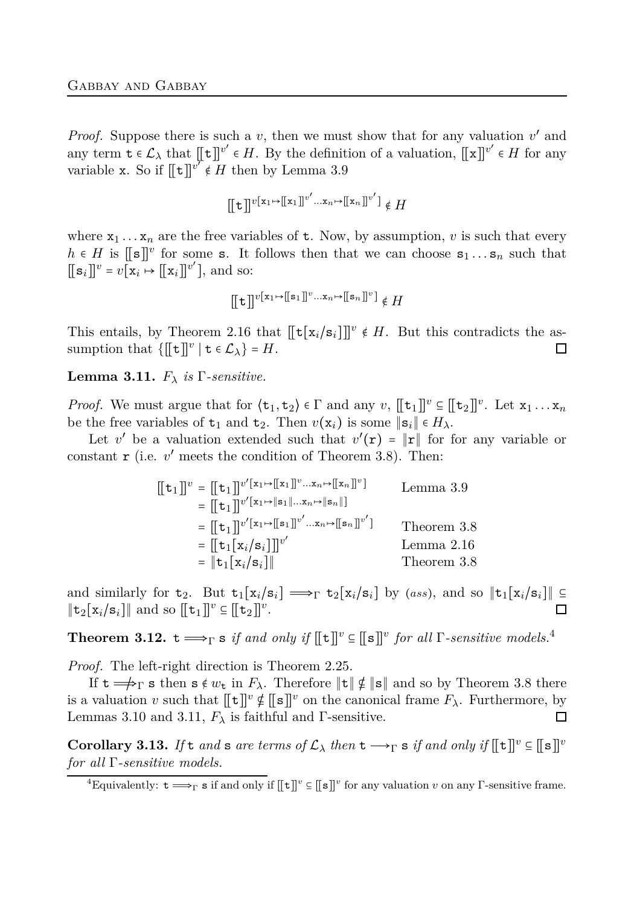*Proof.* Suppose there is such a $v$, then we must show that for any valuation $v'$ and any term $\mathtt{t} \in \mathcal{L}_\lambda$ that $[\![\mathtt{t}]\!]^{v'} \in H$. By the definition of a valuation, $[\![\mathtt{x}]\!]^{v'} \in H$ for any variable $\mathtt{x}$. So if $[\![\mathtt{t}]\!]^{v'} \notin H$ then by Lemma 3.9

$$[\![\mathtt{t}]\!]^{v[\mathtt{x}_1 \mapsto [\![\mathtt{x}_1]\!]^{v'} \ldots \mathtt{x}_n \mapsto [\![\mathtt{x}_n]\!]^{v'}]} \notin H$$

where $\mathtt{x}_1 \ldots \mathtt{x}_n$ are the free variables of $\mathtt{t}$. Now, by assumption, $v$ is such that every $h \in H$ is $[\![\mathtt{s}]\!]^v$ for some $\mathtt{s}$. It follows then that we can choose $\mathtt{s}_1 \ldots \mathtt{s}_n$ such that $[\![\mathtt{s}_i]\!]^v = v[\mathtt{x}_i \mapsto [\![\mathtt{x}_i]\!]^{v'}]$, and so:

$$[\![\mathtt{t}]\!]^{v[\mathtt{x}_1 \mapsto [\![\mathtt{s}_1]\!]^{v} \ldots \mathtt{x}_n \mapsto [\![\mathtt{s}_n]\!]^{v}]} \notin H$$

This entails, by Theorem 2.16 that $[\![\mathtt{t}[\mathtt{x}_i/\mathtt{s}_i]]\!]^v \notin H$. But this contradicts the assumption that $\{[\![\mathtt{t}]\!]^v \mid \mathtt{t} \in \mathcal{L}_\lambda\} = H$. ◻

**Lemma 3.11.** *$F_\lambda$ is $\Gamma$-sensitive.*

*Proof.* We must argue that for $\langle \mathtt{t}_1, \mathtt{t}_2 \rangle \in \Gamma$ and any $v$, $[\![\mathtt{t}_1]\!]^v \subseteq [\![\mathtt{t}_2]\!]^v$. Let $\mathtt{x}_1 \ldots \mathtt{x}_n$ be the free variables of $\mathtt{t}_1$ and $\mathtt{t}_2$. Then $v(\mathtt{x}_i)$ is some $\|\mathtt{s}_i\| \in H_\lambda$.

Let $v'$ be a valuation extended such that $v'(\mathtt{r}) = \|\mathtt{r}\|$ for for any variable or constant $\mathtt{r}$ (i.e. $v'$ meets the condition of Theorem 3.8). Then:

$$\begin{aligned}
[\![\mathtt{t}_1]\!]^v &= [\![\mathtt{t}_1]\!]^{v'[\mathtt{x}_1 \mapsto [\![\mathtt{x}_1]\!]^{v} \ldots \mathtt{x}_n \mapsto [\![\mathtt{x}_n]\!]^{v}]} && \text{Lemma 3.9} \\
&= [\![\mathtt{t}_1]\!]^{v'[\mathtt{x}_1 \mapsto \|\mathtt{s}_1\| \ldots \mathtt{x}_n \mapsto \|\mathtt{s}_n\|]} \\
&= [\![\mathtt{t}_1]\!]^{v'[\mathtt{x}_1 \mapsto [\![\mathtt{s}_1]\!]^{v'} \ldots \mathtt{x}_n \mapsto [\![\mathtt{s}_n]\!]^{v'}]} && \text{Theorem 3.8} \\
&= [\![\mathtt{t}_1[\mathtt{x}_i/\mathtt{s}_i]]\!]^{v'} && \text{Lemma 2.16} \\
&= \|\mathtt{t}_1[\mathtt{x}_i/\mathtt{s}_i]\| && \text{Theorem 3.8}
\end{aligned}$$

and similarly for $\mathtt{t}_2$. But $\mathtt{t}_1[\mathtt{x}_i/\mathtt{s}_i] \Longrightarrow_\Gamma \mathtt{t}_2[\mathtt{x}_i/\mathtt{s}_i]$ by (*ass*), and so $\|\mathtt{t}_1[\mathtt{x}_i/\mathtt{s}_i]\| \subseteq \|\mathtt{t}_2[\mathtt{x}_i/\mathtt{s}_i]\|$ and so $[\![\mathtt{t}_1]\!]^v \subseteq [\![\mathtt{t}_2]\!]^v$. ◻

**Theorem 3.12.** *$\mathtt{t} \Longrightarrow_\Gamma \mathtt{s}$ if and only if $[\![\mathtt{t}]\!]^v \subseteq [\![\mathtt{s}]\!]^v$ for all $\Gamma$-sensitive models.*[4]

*Proof.* The left-right direction is Theorem 2.25.

If $\mathtt{t} \not\Longrightarrow_\Gamma \mathtt{s}$ then $\mathtt{s} \notin w_\mathtt{t}$ in $F_\lambda$. Therefore $\|\mathtt{t}\| \nsubseteq \|\mathtt{s}\|$ and so by Theorem 3.8 there is a valuation $v$ such that $[\![\mathtt{t}]\!]^v \nsubseteq [\![\mathtt{s}]\!]^v$ on the canonical frame $F_\lambda$. Furthermore, by Lemmas 3.10 and 3.11, $F_\lambda$ is faithful and $\Gamma$-sensitive. ◻

**Corollary 3.13.** *If $\mathtt{t}$ and $\mathtt{s}$ are terms of $\mathcal{L}_\lambda$ then $\mathtt{t} \longrightarrow_\Gamma \mathtt{s}$ if and only if $[\![\mathtt{t}]\!]^v \subseteq [\![\mathtt{s}]\!]^v$ for all $\Gamma$-sensitive models.*

[4] Equivalently: $\mathtt{t} \Longrightarrow_\Gamma \mathtt{s}$ if and only if $[\![\mathtt{t}]\!]^v \subseteq [\![\mathtt{s}]\!]^v$ for any valuation $v$ on any $\Gamma$-sensitive frame.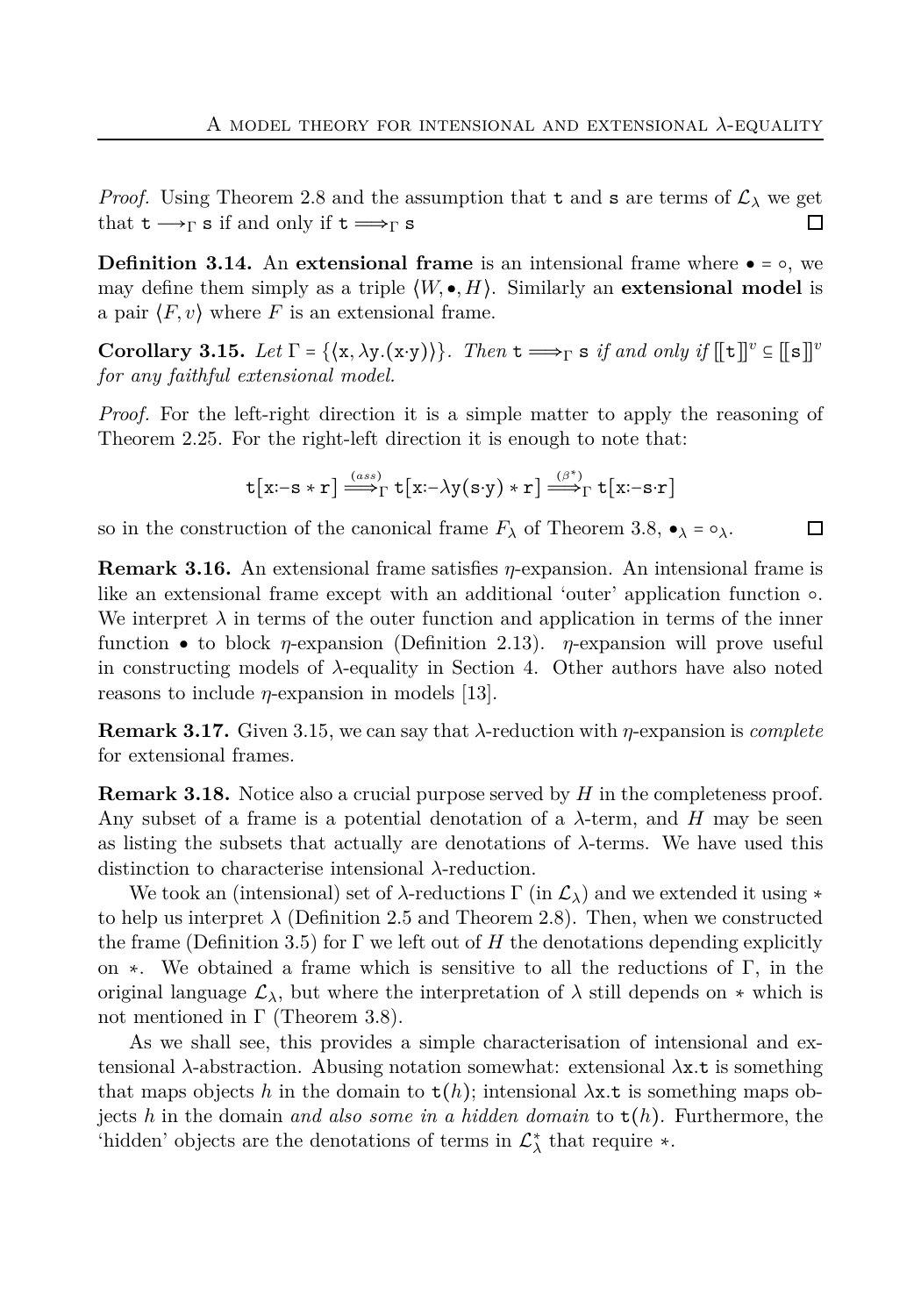*Proof.* Using Theorem 2.8 and the assumption that $\mathtt{t}$ and $\mathtt{s}$ are terms of $\mathcal{L}_\lambda$ we get that $\mathtt{t} \longrightarrow_\Gamma \mathtt{s}$ if and only if $\mathtt{t} \Longrightarrow_\Gamma \mathtt{s}$ ☐

**Definition 3.14.** An **extensional frame** is an intensional frame where $\bullet = \circ$, we may define them simply as a triple $\langle W, \bullet, H\rangle$. Similarly an **extensional model** is a pair $\langle F, v\rangle$ where $F$ is an extensional frame.

**Corollary 3.15.** *Let* $\Gamma = \{\langle \mathtt{x}, \lambda\mathtt{y}.(\mathtt{x}\cdot\mathtt{y})\rangle\}$. *Then* $\mathtt{t} \Longrightarrow_\Gamma \mathtt{s}$ *if and only if* $[\![\mathtt{t}]\!]^v \subseteq [\![\mathtt{s}]\!]^v$ *for any faithful extensional model.*

*Proof.* For the left-right direction it is a simple matter to apply the reasoning of Theorem 2.25. For the right-left direction it is enough to note that:

$$\mathtt{t}[\mathtt{x}{:}{-}\mathtt{s} * \mathtt{r}] \overset{(ass)}{\Longrightarrow}_\Gamma \mathtt{t}[\mathtt{x}{:}{-}\lambda\mathtt{y}(\mathtt{s}\cdot\mathtt{y}) * \mathtt{r}] \overset{(\beta^*)}{\Longrightarrow}_\Gamma \mathtt{t}[\mathtt{x}{:}{-}\mathtt{s}\cdot\mathtt{r}]$$

so in the construction of the canonical frame $F_\lambda$ of Theorem 3.8, $\bullet_\lambda = \circ_\lambda$. ☐

**Remark 3.16.** An extensional frame satisfies $\eta$-expansion. An intensional frame is like an extensional frame except with an additional 'outer' application function $\circ$. We interpret $\lambda$ in terms of the outer function and application in terms of the inner function $\bullet$ to block $\eta$-expansion (Definition 2.13). $\eta$-expansion will prove useful in constructing models of $\lambda$-equality in Section 4. Other authors have also noted reasons to include $\eta$-expansion in models [13].

**Remark 3.17.** Given 3.15, we can say that $\lambda$-reduction with $\eta$-expansion is *complete* for extensional frames.

**Remark 3.18.** Notice also a crucial purpose served by $H$ in the completeness proof. Any subset of a frame is a potential denotation of a $\lambda$-term, and $H$ may be seen as listing the subsets that actually are denotations of $\lambda$-terms. We have used this distinction to characterise intensional $\lambda$-reduction.

We took an (intensional) set of $\lambda$-reductions $\Gamma$ (in $\mathcal{L}_\lambda$) and we extended it using $*$ to help us interpret $\lambda$ (Definition 2.5 and Theorem 2.8). Then, when we constructed the frame (Definition 3.5) for $\Gamma$ we left out of $H$ the denotations depending explicitly on $*$. We obtained a frame which is sensitive to all the reductions of $\Gamma$, in the original language $\mathcal{L}_\lambda$, but where the interpretation of $\lambda$ still depends on $*$ which is not mentioned in $\Gamma$ (Theorem 3.8).

As we shall see, this provides a simple characterisation of intensional and extensional $\lambda$-abstraction. Abusing notation somewhat: extensional $\lambda\mathtt{x}.\mathtt{t}$ is something that maps objects $h$ in the domain to $\mathtt{t}(h)$; intensional $\lambda\mathtt{x}.\mathtt{t}$ is something maps objects $h$ in the domain *and also some in a hidden domain* to $\mathtt{t}(h)$. Furthermore, the 'hidden' objects are the denotations of terms in $\mathcal{L}^*_\lambda$ that require $*$.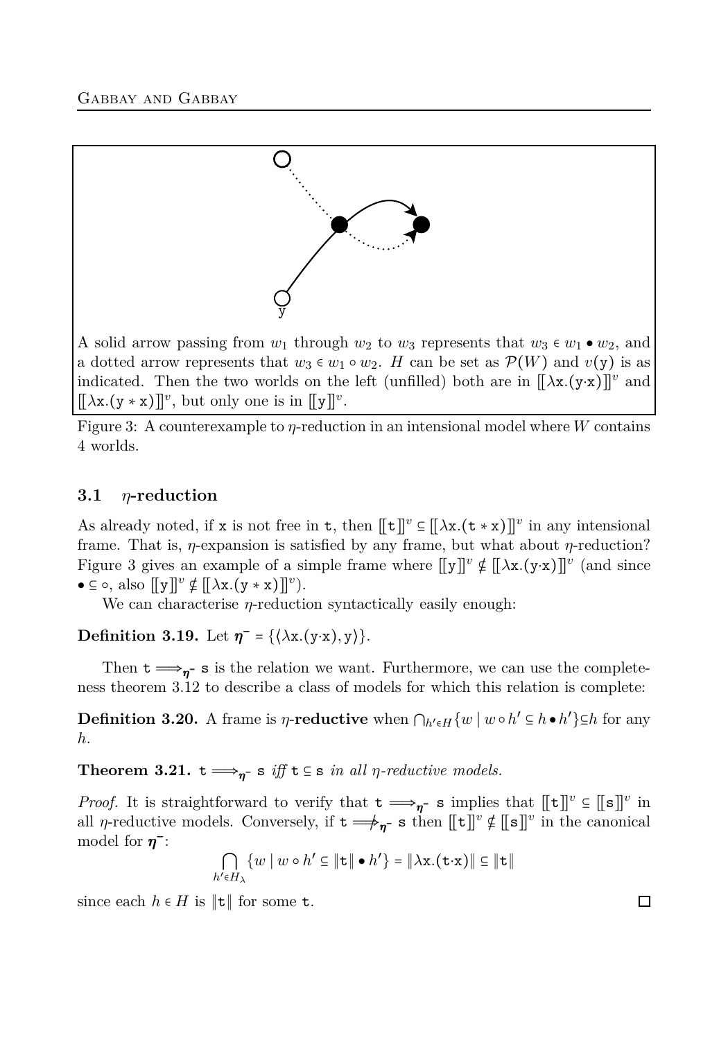A solid arrow passing from $w_1$ through $w_2$ to $w_3$ represents that $w_3 \in w_1 \bullet w_2$, and a dotted arrow represents that $w_3 \in w_1 \circ w_2$. $H$ can be set as $\mathcal{P}(W)$ and $v(\mathtt{y})$ is as indicated. Then the two worlds on the left (unfilled) both are in $[\![\lambda \mathtt{x}.(\mathtt{y}\cdot\mathtt{x})]\!]^v$ and $[\![\lambda \mathtt{x}.(\mathtt{y} * \mathtt{x})]\!]^v$, but only one is in $[\![\mathtt{y}]\!]^v$.

Figure 3: A counterexample to $\eta$-reduction in an intensional model where $W$ contains 4 worlds.

### 3.1 $\eta$-reduction

As already noted, if $\mathtt{x}$ is not free in $\mathtt{t}$, then $[\![\mathtt{t}]\!]^v \subseteq [\![\lambda \mathtt{x}.(\mathtt{t} * \mathtt{x})]\!]^v$ in any intensional frame. That is, $\eta$-expansion is satisfied by any frame, but what about $\eta$-reduction? Figure 3 gives an example of a simple frame where $[\![\mathtt{y}]\!]^v \notin [\![\lambda \mathtt{x}.(\mathtt{y}\cdot\mathtt{x})]\!]^v$ (and since $\bullet \subseteq \circ$, also $[\![\mathtt{y}]\!]^v \notin [\![\lambda \mathtt{x}.(\mathtt{y} * \mathtt{x})]\!]^v$).

We can characterise $\eta$-reduction syntactically easily enough:

**Definition 3.19.** Let $\boldsymbol{\eta}^- = \{\langle \lambda \mathtt{x}.(\mathtt{y}\cdot\mathtt{x}), \mathtt{y}\rangle\}$.

Then $\mathtt{t} \Longrightarrow_{\boldsymbol{\eta}^-} \mathtt{s}$ is the relation we want. Furthermore, we can use the completeness theorem 3.12 to describe a class of models for which this relation is complete:

**Definition 3.20.** A frame is $\eta$-**reductive** when $\bigcap_{h' \in H}\{w \mid w \circ h' \subseteq h \bullet h'\} \subseteq h$ for any $h$.

**Theorem 3.21.** $\mathtt{t} \Longrightarrow_{\boldsymbol{\eta}^-} \mathtt{s}$ *iff* $\mathtt{t} \subseteq \mathtt{s}$ *in all $\eta$-reductive models.*

*Proof.* It is straightforward to verify that $\mathtt{t} \Longrightarrow_{\boldsymbol{\eta}^-} \mathtt{s}$ implies that $[\![\mathtt{t}]\!]^v \subseteq [\![\mathtt{s}]\!]^v$ in all $\eta$-reductive models. Conversely, if $\mathtt{t} \not\Longrightarrow_{\boldsymbol{\eta}^-} \mathtt{s}$ then $[\![\mathtt{t}]\!]^v \notin [\![\mathtt{s}]\!]^v$ in the canonical model for $\boldsymbol{\eta}^-$:

$$\bigcap_{h' \in H_\lambda} \{w \mid w \circ h' \subseteq \|\mathtt{t}\| \bullet h'\} = \|\lambda \mathtt{x}.(\mathtt{t}\cdot\mathtt{x})\| \subseteq \|\mathtt{t}\|$$

since each $h \in H$ is $\|\mathtt{t}\|$ for some $\mathtt{t}$. $\square$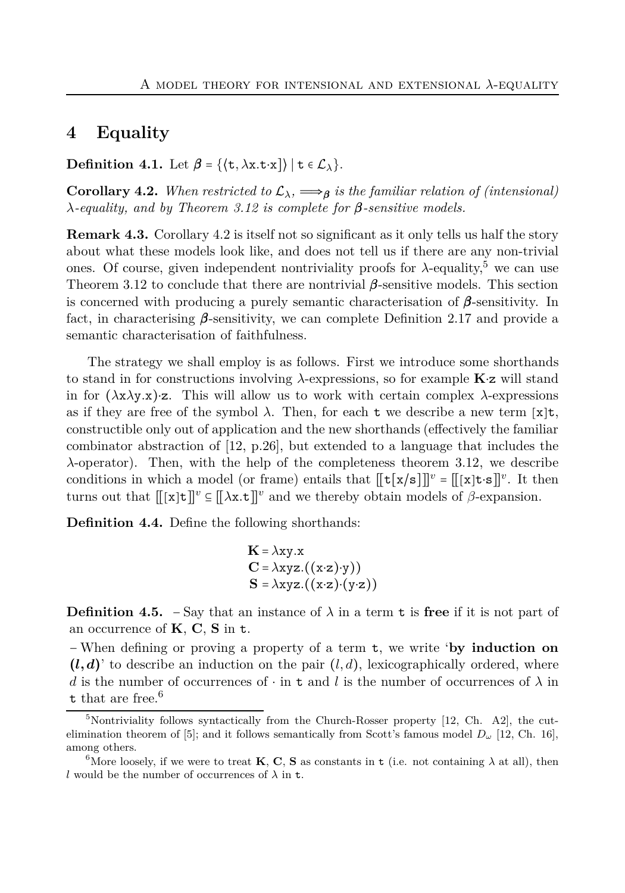## 4 Equality

**Definition 4.1.** Let $\boldsymbol{\beta} = \{\langle \mathtt{t}, \lambda\mathtt{x}.\mathtt{t}{\cdot}\mathtt{x}]\rangle \mid \mathtt{t} \in \mathcal{L}_\lambda\}$.

**Corollary 4.2.** *When restricted to $\mathcal{L}_\lambda$, $\Longrightarrow_{\boldsymbol{\beta}}$ is the familiar relation of (intensional) $\lambda$-equality, and by Theorem 3.12 is complete for $\boldsymbol{\beta}$-sensitive models.*

**Remark 4.3.** Corollary 4.2 is itself not so significant as it only tells us half the story about what these models look like, and does not tell us if there are any non-trivial ones. Of course, given independent nontriviality proofs for $\lambda$-equality,[5] we can use Theorem 3.12 to conclude that there are nontrivial $\boldsymbol{\beta}$-sensitive models. This section is concerned with producing a purely semantic characterisation of $\boldsymbol{\beta}$-sensitivity. In fact, in characterising $\boldsymbol{\beta}$-sensitivity, we can complete Definition 2.17 and provide a semantic characterisation of faithfulness.

The strategy we shall employ is as follows. First we introduce some shorthands to stand in for constructions involving $\lambda$-expressions, so for example $\mathbf{K}{\cdot}\mathtt{z}$ will stand in for $(\lambda\mathtt{x}\lambda\mathtt{y}.\mathtt{x}){\cdot}\mathtt{z}$. This will allow us to work with certain complex $\lambda$-expressions as if they are free of the symbol $\lambda$. Then, for each $\mathtt{t}$ we describe a new term $[\mathtt{x}]\mathtt{t}$, constructible only out of application and the new shorthands (effectively the familiar combinator abstraction of [12, p.26], but extended to a language that includes the $\lambda$-operator). Then, with the help of the completeness theorem 3.12, we describe conditions in which a model (or frame) entails that $[\![\mathtt{t}[\mathtt{x}/\mathtt{s}]]\!]^v = [\![[\mathtt{x}]\mathtt{t}{\cdot}\mathtt{s}]\!]^v$. It then turns out that $[\![[\mathtt{x}]\mathtt{t}]\!]^v \subseteq [\![\lambda\mathtt{x}.\mathtt{t}]\!]^v$ and we thereby obtain models of $\beta$-expansion.

**Definition 4.4.** Define the following shorthands:

$$\begin{aligned}
\mathbf{K} &= \lambda\mathtt{xy}.\mathtt{x}\\
\mathbf{C} &= \lambda\mathtt{xyz}.((\mathtt{x}{\cdot}\mathtt{z}){\cdot}\mathtt{y}))\\
\mathbf{S} &= \lambda\mathtt{xyz}.((\mathtt{x}{\cdot}\mathtt{z}){\cdot}(\mathtt{y}{\cdot}\mathtt{z}))
\end{aligned}$$

**Definition 4.5.**
- Say that an instance of $\lambda$ in a term $\mathtt{t}$ is **free** if it is not part of an occurrence of $\mathbf{K}$, $\mathbf{C}$, $\mathbf{S}$ in $\mathtt{t}$.
- When defining or proving a property of a term $\mathtt{t}$, we write '**by induction on $(l,d)$**' to describe an induction on the pair $(l,d)$, lexicographically ordered, where $d$ is the number of occurrences of $\cdot$ in $\mathtt{t}$ and $l$ is the number of occurrences of $\lambda$ in $\mathtt{t}$ that are free.[6]

---

[5] Nontriviality follows syntactically from the Church-Rosser property [12, Ch. A2], the cut-elimination theorem of [5]; and it follows semantically from Scott's famous model $D_\omega$ [12, Ch. 16], among others.

[6] More loosely, if we were to treat $\mathbf{K}$, $\mathbf{C}$, $\mathbf{S}$ as constants in $\mathtt{t}$ (i.e. not containing $\lambda$ at all), then $l$ would be the number of occurrences of $\lambda$ in $\mathtt{t}$.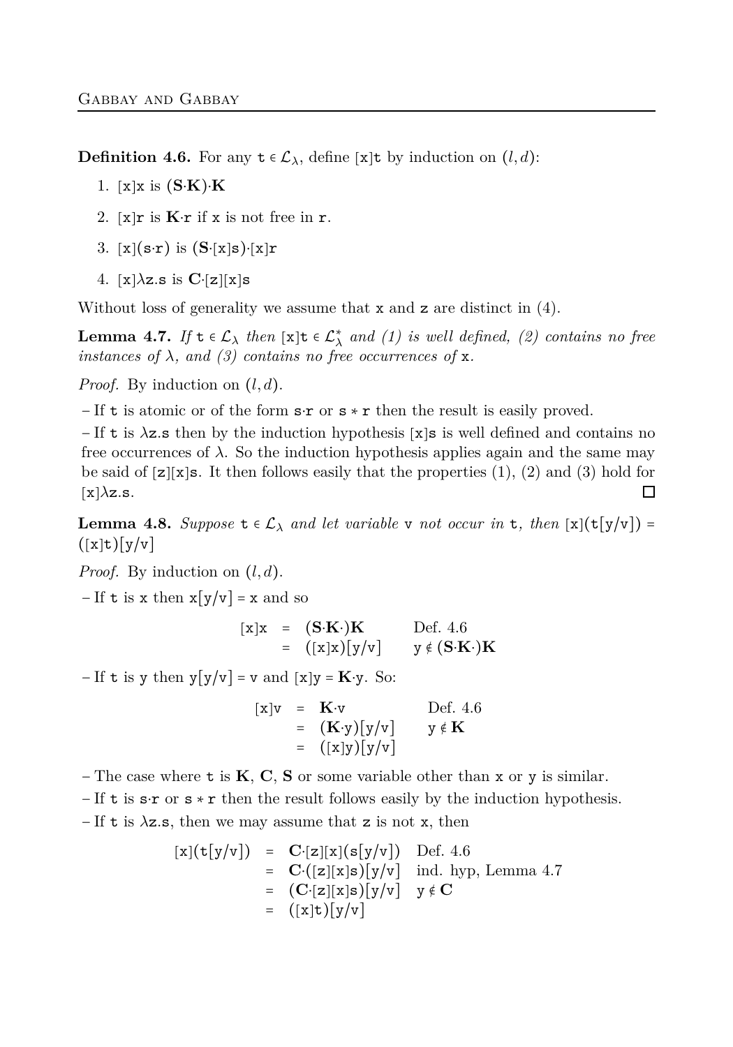**Definition 4.6.** For any $\mathtt{t} \in \mathcal{L}_\lambda$, define $[\mathtt{x}]\mathtt{t}$ by induction on $(l, d)$:

1. $[\mathtt{x}]\mathtt{x}$ is $(\mathbf{S}\cdot\mathbf{K})\cdot\mathbf{K}$
2. $[\mathtt{x}]\mathtt{r}$ is $\mathbf{K}\cdot\mathtt{r}$ if $\mathtt{x}$ is not free in $\mathtt{r}$.
3. $[\mathtt{x}](\mathtt{s}\cdot\mathtt{r})$ is $(\mathbf{S}\cdot[\mathtt{x}]\mathtt{s})\cdot[\mathtt{x}]\mathtt{r}$
4. $[\mathtt{x}]\lambda\mathtt{z}.\mathtt{s}$ is $\mathbf{C}\cdot[\mathtt{z}][\mathtt{x}]\mathtt{s}$

Without loss of generality we assume that $\mathtt{x}$ and $\mathtt{z}$ are distinct in (4).

**Lemma 4.7.** *If $\mathtt{t} \in \mathcal{L}_\lambda$ then $[\mathtt{x}]\mathtt{t} \in \mathcal{L}^*_\lambda$ and (1) is well defined, (2) contains no free instances of $\lambda$, and (3) contains no free occurrences of $\mathtt{x}$.*

*Proof.* By induction on $(l, d)$.

– If $\mathtt{t}$ is atomic or of the form $\mathtt{s}\cdot\mathtt{r}$ or $\mathtt{s} * \mathtt{r}$ then the result is easily proved.

– If $\mathtt{t}$ is $\lambda\mathtt{z}.\mathtt{s}$ then by the induction hypothesis $[\mathtt{x}]\mathtt{s}$ is well defined and contains no free occurrences of $\lambda$. So the induction hypothesis applies again and the same may be said of $[\mathtt{z}][\mathtt{x}]\mathtt{s}$. It then follows easily that the properties (1), (2) and (3) hold for $[\mathtt{x}]\lambda\mathtt{z}.\mathtt{s}$. ☐

**Lemma 4.8.** *Suppose $\mathtt{t} \in \mathcal{L}_\lambda$ and let variable $\mathtt{v}$ not occur in $\mathtt{t}$, then $[\mathtt{x}](\mathtt{t}[\mathtt{y}/\mathtt{v}]) = ([\mathtt{x}]\mathtt{t})[\mathtt{y}/\mathtt{v}]$*

*Proof.* By induction on $(l, d)$.

– If $\mathtt{t}$ is $\mathtt{x}$ then $\mathtt{x}[\mathtt{y}/\mathtt{v}] = \mathtt{x}$ and so

$$
\begin{array}{rcll}
[\mathtt{x}]\mathtt{x} & = & (\mathbf{S}\cdot\mathbf{K}\cdot)\mathbf{K} & \text{Def. 4.6} \\
 & = & ([\mathtt{x}]\mathtt{x})[\mathtt{y}/\mathtt{v}] & \mathtt{y} \notin (\mathbf{S}\cdot\mathbf{K}\cdot)\mathbf{K}
\end{array}
$$

– If $\mathtt{t}$ is $\mathtt{y}$ then $\mathtt{y}[\mathtt{y}/\mathtt{v}] = \mathtt{v}$ and $[\mathtt{x}]\mathtt{y} = \mathbf{K}\cdot\mathtt{y}$. So:

$$
\begin{array}{rcll}
[\mathtt{x}]\mathtt{v} & = & \mathbf{K}\cdot\mathtt{v} & \text{Def. 4.6} \\
 & = & (\mathbf{K}\cdot\mathtt{y})[\mathtt{y}/\mathtt{v}] & \mathtt{y} \notin \mathbf{K} \\
 & = & ([\mathtt{x}]\mathtt{y})[\mathtt{y}/\mathtt{v}] &
\end{array}
$$

– The case where $\mathtt{t}$ is $\mathbf{K}$, $\mathbf{C}$, $\mathbf{S}$ or some variable other than $\mathtt{x}$ or $\mathtt{y}$ is similar.

– If $\mathtt{t}$ is $\mathtt{s}\cdot\mathtt{r}$ or $\mathtt{s} * \mathtt{r}$ then the result follows easily by the induction hypothesis.

– If $\mathtt{t}$ is $\lambda\mathtt{z}.\mathtt{s}$, then we may assume that $\mathtt{z}$ is not $\mathtt{x}$, then

$$
\begin{array}{rcll}
[\mathtt{x}](\mathtt{t}[\mathtt{y}/\mathtt{v}]) & = & \mathbf{C}\cdot[\mathtt{z}][\mathtt{x}](\mathtt{s}[\mathtt{y}/\mathtt{v}]) & \text{Def. 4.6} \\
 & = & \mathbf{C}\cdot([\mathtt{z}][\mathtt{x}]\mathtt{s})[\mathtt{y}/\mathtt{v}] & \text{ind. hyp, Lemma 4.7} \\
 & = & (\mathbf{C}\cdot[\mathtt{z}][\mathtt{x}]\mathtt{s})[\mathtt{y}/\mathtt{v}] & \mathtt{y} \notin \mathbf{C} \\
 & = & ([\mathtt{x}]\mathtt{t})[\mathtt{y}/\mathtt{v}] &
\end{array}
$$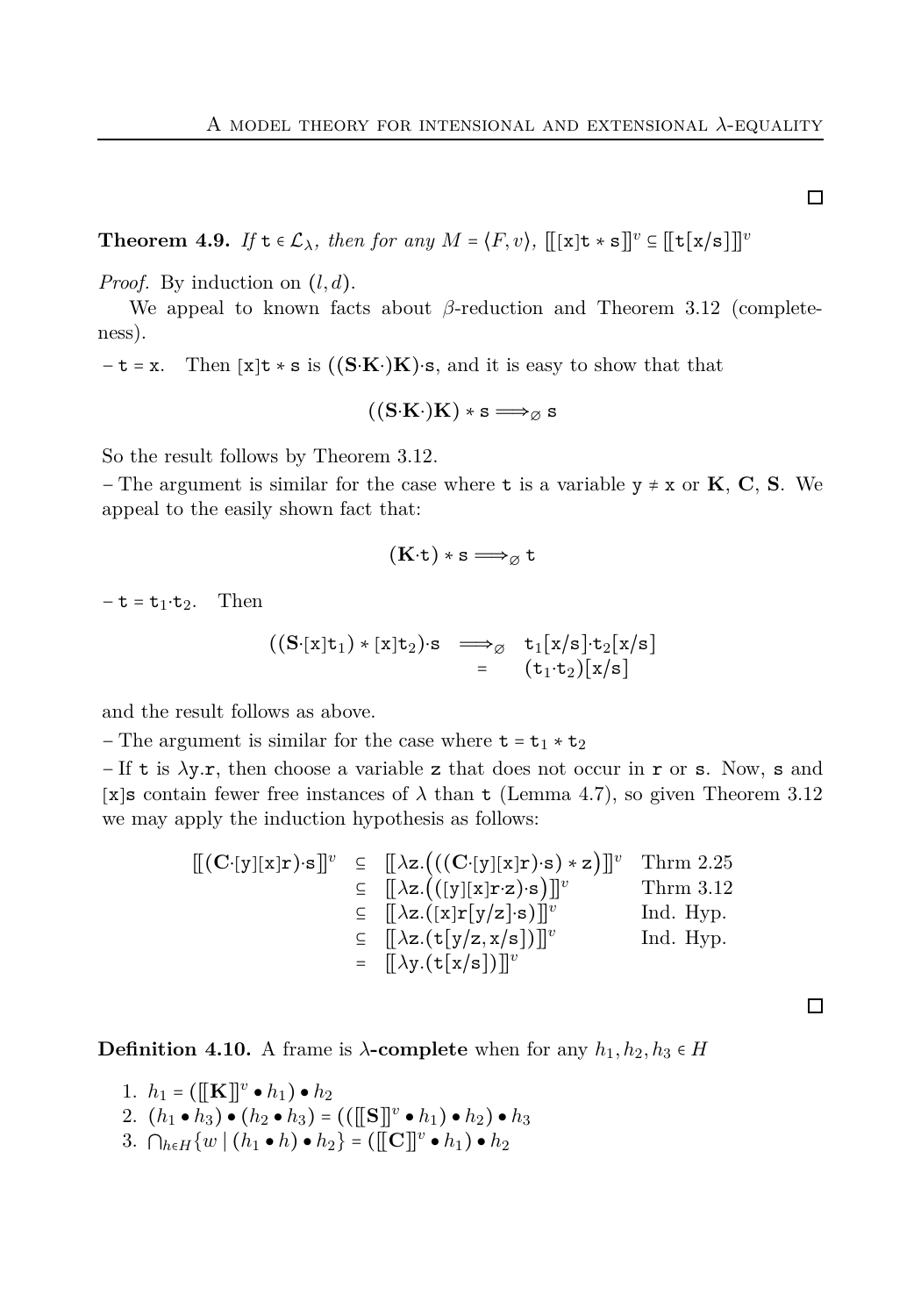□

**Theorem 4.9.** *If* $\mathtt{t} \in \mathcal{L}_\lambda$*, then for any* $M = \langle F, v \rangle$*,* $[\![ [\mathtt{x}]\mathtt{t} * \mathtt{s} ]\!]^v \subseteq [\![ \mathtt{t}[\mathtt{x}/\mathtt{s}] ]\!]^v$

*Proof.* By induction on $(l, d)$.

We appeal to known facts about $\beta$-reduction and Theorem 3.12 (completeness).

– $\mathtt{t} = \mathtt{x}$. Then $[\mathtt{x}]\mathtt{t} * \mathtt{s}$ is $((\mathbf{S} \cdot \mathbf{K} \cdot) \mathbf{K}) \cdot \mathtt{s}$, and it is easy to show that that

$$((\mathbf{S} \cdot \mathbf{K} \cdot) \mathbf{K}) * \mathtt{s} \Longrightarrow_\varnothing \mathtt{s}$$

So the result follows by Theorem 3.12.

– The argument is similar for the case where $\mathtt{t}$ is a variable $\mathtt{y} \neq \mathtt{x}$ or $\mathbf{K}$, $\mathbf{C}$, $\mathbf{S}$. We appeal to the easily shown fact that:

$$(\mathbf{K} \cdot \mathtt{t}) * \mathtt{s} \Longrightarrow_\varnothing \mathtt{t}$$

– $\mathtt{t} = \mathtt{t}_1 \cdot \mathtt{t}_2$. Then

$$\begin{array}{rcl} ((\mathbf{S} \cdot [\mathtt{x}]\mathtt{t}_1) * [\mathtt{x}]\mathtt{t}_2) \cdot \mathtt{s} & \Longrightarrow_\varnothing & \mathtt{t}_1[\mathtt{x}/\mathtt{s}] \cdot \mathtt{t}_2[\mathtt{x}/\mathtt{s}] \\ & = & (\mathtt{t}_1 \cdot \mathtt{t}_2)[\mathtt{x}/\mathtt{s}] \end{array}$$

and the result follows as above.

– The argument is similar for the case where $\mathtt{t} = \mathtt{t}_1 * \mathtt{t}_2$

– If $\mathtt{t}$ is $\lambda \mathtt{y}.\mathtt{r}$, then choose a variable $\mathtt{z}$ that does not occur in $\mathtt{r}$ or $\mathtt{s}$. Now, $\mathtt{s}$ and $[\mathtt{x}]\mathtt{s}$ contain fewer free instances of $\lambda$ than $\mathtt{t}$ (Lemma 4.7), so given Theorem 3.12 we may apply the induction hypothesis as follows:

$$\begin{array}{rcll} [\![ (\mathbf{C} \cdot [\mathtt{y}][\mathtt{x}]\mathtt{r}) \cdot \mathtt{s} ]\!]^v & \subseteq & [\![ \lambda \mathtt{z}.\big( ((\mathbf{C} \cdot [\mathtt{y}][\mathtt{x}]\mathtt{r}) \cdot \mathtt{s}) * \mathtt{z} \big) ]\!]^v & \text{Thrm 2.25} \\ & \subseteq & [\![ \lambda \mathtt{z}.\big( ([\mathtt{y}][\mathtt{x}]\mathtt{r} \cdot \mathtt{z}) \cdot \mathtt{s} \big) ]\!]^v & \text{Thrm 3.12} \\ & \subseteq & [\![ \lambda \mathtt{z}.([\mathtt{x}]\mathtt{r}[\mathtt{y}/\mathtt{z}] \cdot \mathtt{s}) ]\!]^v & \text{Ind. Hyp.} \\ & \subseteq & [\![ \lambda \mathtt{z}.(\mathtt{t}[\mathtt{y}/\mathtt{z}, \mathtt{x}/\mathtt{s}]) ]\!]^v & \text{Ind. Hyp.} \\ & = & [\![ \lambda \mathtt{y}.(\mathtt{t}[\mathtt{x}/\mathtt{s}]) ]\!]^v & \end{array}$$

□

**Definition 4.10.** A frame is **$\lambda$-complete** when for any $h_1, h_2, h_3 \in H$

1. $h_1 = ([\![ \mathbf{K} ]\!]^v \bullet h_1) \bullet h_2$
2. $(h_1 \bullet h_3) \bullet (h_2 \bullet h_3) = (([\![ \mathbf{S} ]\!]^v \bullet h_1) \bullet h_2) \bullet h_3$
3. $\bigcap_{h \in H} \{ w \mid (h_1 \bullet h) \bullet h_2 \} = ([\![ \mathbf{C} ]\!]^v \bullet h_1) \bullet h_2$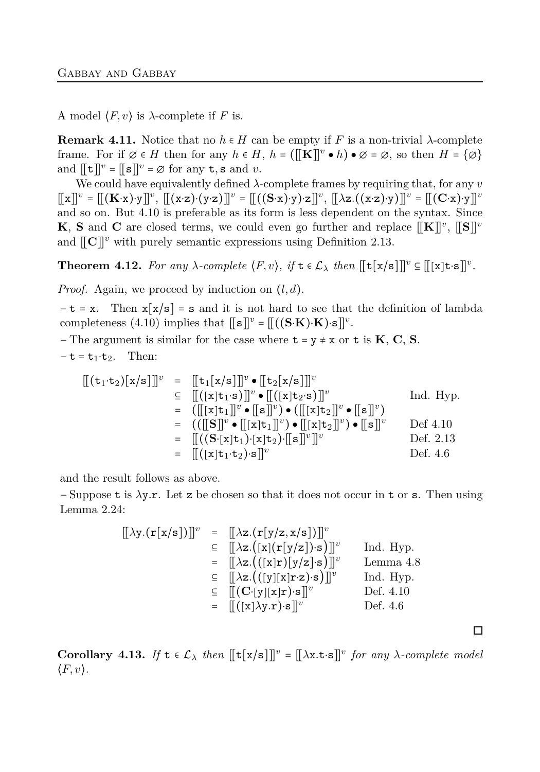A model $\langle F, v\rangle$ is $\lambda$-complete if $F$ is.

**Remark 4.11.** Notice that no $h \in H$ can be empty if $F$ is a non-trivial $\lambda$-complete frame. For if $\varnothing \in H$ then for any $h \in H$, $h = ([\![\mathbf{K}]\!]^v \bullet h) \bullet \varnothing = \varnothing$, so then $H = \{\varnothing\}$ and $[\![\mathtt{t}]\!]^v = [\![\mathtt{s}]\!]^v = \varnothing$ for any $\mathtt{t}, \mathtt{s}$ and $v$.

We could have equivalently defined $\lambda$-complete frames by requiring that, for any $v$ $[\![\mathtt{x}]\!]^v = [\![(\mathbf{K}{\cdot}\mathtt{x}){\cdot}\mathtt{y}]\!]^v$, $[\![(\mathtt{x}{\cdot}\mathtt{z}){\cdot}(\mathtt{y}{\cdot}\mathtt{z})]\!]^v = [\![((\mathbf{S}{\cdot}\mathtt{x}){\cdot}\mathtt{y}){\cdot}\mathtt{z}]\!]^v$, $[\![\lambda\mathtt{z}.((\mathtt{x}{\cdot}\mathtt{z}){\cdot}\mathtt{y})]\!]^v = [\![(\mathbf{C}{\cdot}\mathtt{x}){\cdot}\mathtt{y}]\!]^v$ and so on. But 4.10 is preferable as its form is less dependent on the syntax. Since $\mathbf{K}$, $\mathbf{S}$ and $\mathbf{C}$ are closed terms, we could even go further and replace $[\![\mathbf{K}]\!]^v$, $[\![\mathbf{S}]\!]^v$ and $[\![\mathbf{C}]\!]^v$ with purely semantic expressions using Definition 2.13.

**Theorem 4.12.** *For any $\lambda$-complete $\langle F, v\rangle$, if $\mathtt{t} \in \mathcal{L}_\lambda$ then $[\![\mathtt{t}[\mathtt{x}/\mathtt{s}]]\!]^v \subseteq [\![[\mathtt{x}]\mathtt{t}{\cdot}\mathtt{s}]\!]^v$.*

*Proof.* Again, we proceed by induction on $(l, d)$.

– $\mathtt{t} = \mathtt{x}$. Then $\mathtt{x}[\mathtt{x}/\mathtt{s}] = \mathtt{s}$ and it is not hard to see that the definition of lambda completeness (4.10) implies that $[\![\mathtt{s}]\!]^v = [\![((\mathbf{S}{\cdot}\mathbf{K}){\cdot}\mathbf{K}){\cdot}\mathtt{s}]\!]^v$.

– The argument is similar for the case where $\mathtt{t} = \mathtt{y} \neq \mathtt{x}$ or $\mathtt{t}$ is $\mathbf{K}$, $\mathbf{C}$, $\mathbf{S}$.

– $\mathtt{t} = \mathtt{t}_1{\cdot}\mathtt{t}_2$. Then:

$$
\begin{array}{rcll}
[\![(\mathtt{t}_1{\cdot}\mathtt{t}_2)[\mathtt{x}/\mathtt{s}]]\!]^v & = & [\![\mathtt{t}_1[\mathtt{x}/\mathtt{s}]]\!]^v \bullet [\![\mathtt{t}_2[\mathtt{x}/\mathtt{s}]]\!]^v & \\
& \subseteq & [\![([\mathtt{x}]\mathtt{t}_1{\cdot}\mathtt{s})]\!]^v \bullet [\![([\mathtt{x}]\mathtt{t}_2{\cdot}\mathtt{s})]\!]^v & \text{Ind. Hyp.} \\
& = & ([\![[\mathtt{x}]\mathtt{t}_1]\!]^v \bullet [\![\mathtt{s}]\!]^v) \bullet ([\![[\mathtt{x}]\mathtt{t}_2]\!]^v \bullet [\![\mathtt{s}]\!]^v) & \\
& = & (([\![\mathbf{S}]\!]^v \bullet [\![[\mathtt{x}]\mathtt{t}_1]\!]^v) \bullet [\![[\mathtt{x}]\mathtt{t}_2]\!]^v) \bullet [\![\mathtt{s}]\!]^v & \text{Def 4.10} \\
& = & [\![((\mathbf{S}{\cdot}[\mathtt{x}]\mathtt{t}_1){\cdot}[\mathtt{x}]\mathtt{t}_2){\cdot}[\![\mathtt{s}]\!]^v]\!]^v & \text{Def. 2.13} \\
& = & [\![([\mathtt{x}]\mathtt{t}_1{\cdot}\mathtt{t}_2){\cdot}\mathtt{s}]\!]^v & \text{Def. 4.6}
\end{array}
$$

and the result follows as above.

– Suppose $\mathtt{t}$ is $\lambda\mathtt{y}.\mathtt{r}$. Let $\mathtt{z}$ be chosen so that it does not occur in $\mathtt{t}$ or $\mathtt{s}$. Then using Lemma 2.24:

$$
\begin{array}{rcll}
[\![\lambda\mathtt{y}.(\mathtt{r}[\mathtt{x}/\mathtt{s}])]\!]^v & = & [\![\lambda\mathtt{z}.(\mathtt{r}[\mathtt{y}/\mathtt{z}, \mathtt{x}/\mathtt{s}])]\!]^v & \\
& \subseteq & [\![\lambda\mathtt{z}.\big([\mathtt{x}](\mathtt{r}[\mathtt{y}/\mathtt{z}]){\cdot}\mathtt{s}\big)]\!]^v & \text{Ind. Hyp.} \\
& = & [\![\lambda\mathtt{z}.\big(([\mathtt{x}]\mathtt{r})[\mathtt{y}/\mathtt{z}]{\cdot}\mathtt{s}\big)]\!]^v & \text{Lemma 4.8} \\
& \subseteq & [\![\lambda\mathtt{z}.\big(([\mathtt{y}][\mathtt{x}]\mathtt{r}{\cdot}\mathtt{z}){\cdot}\mathtt{s}\big)]\!]^v & \text{Ind. Hyp.} \\
& \subseteq & [\![(\mathbf{C}{\cdot}[\mathtt{y}][\mathtt{x}]\mathtt{r}){\cdot}\mathtt{s}]\!]^v & \text{Def. 4.10} \\
& = & [\![([\mathtt{x}]\lambda\mathtt{y}.\mathtt{r}){\cdot}\mathtt{s}]\!]^v & \text{Def. 4.6}
\end{array}
$$

□

**Corollary 4.13.** *If $\mathtt{t} \in \mathcal{L}_\lambda$ then $[\![\mathtt{t}[\mathtt{x}/\mathtt{s}]]\!]^v = [\![\lambda\mathtt{x}.\mathtt{t}{\cdot}\mathtt{s}]\!]^v$ for any $\lambda$-complete model $\langle F, v\rangle$.*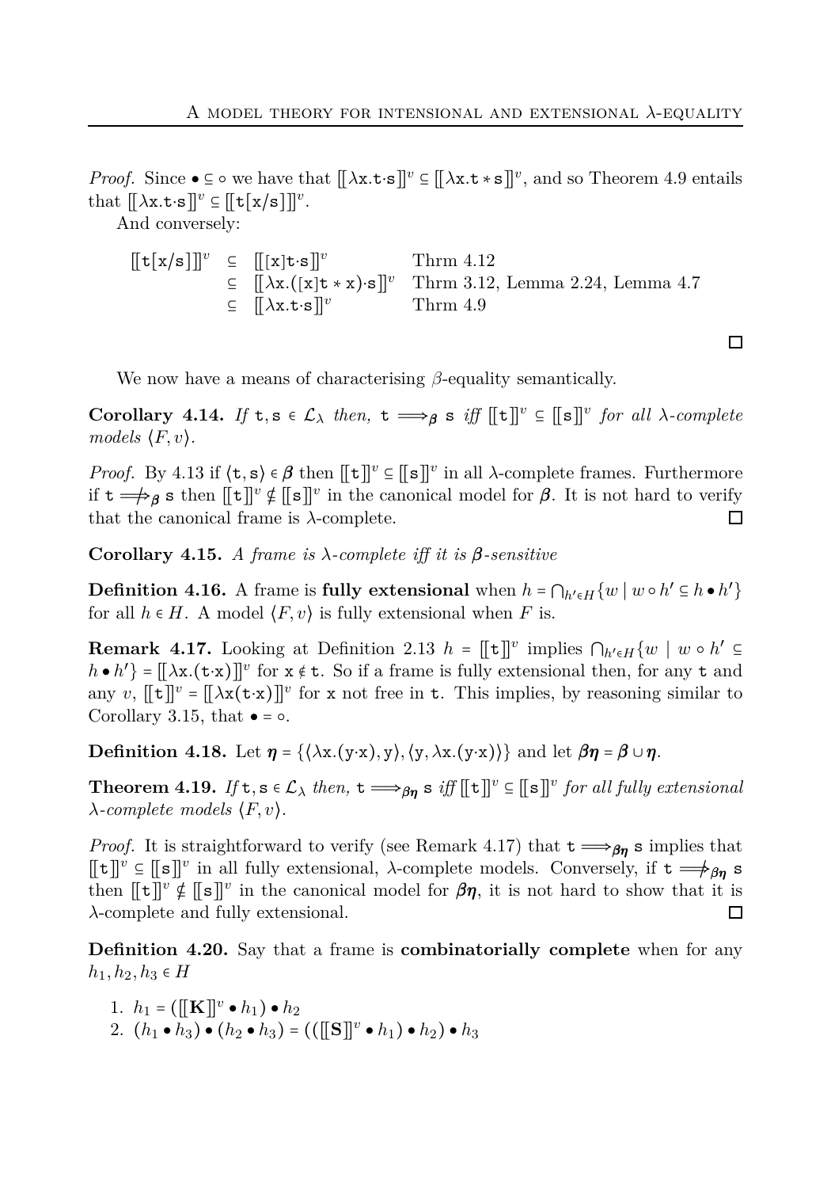*Proof.* Since $\bullet \subseteq \circ$ we have that $[\![\lambda \mathtt{x}.\mathtt{t}{\cdot}\mathtt{s}]\!]^v \subseteq [\![\lambda \mathtt{x}.\mathtt{t} * \mathtt{s}]\!]^v$, and so Theorem 4.9 entails that $[\![\lambda \mathtt{x}.\mathtt{t}{\cdot}\mathtt{s}]\!]^v \subseteq [\![\mathtt{t}[\mathtt{x}/\mathtt{s}]]\!]^v$.

And conversely:

$$
\begin{array}{llll}
[\![\mathtt{t}[\mathtt{x}/\mathtt{s}]]\!]^v & \subseteq & [\![[\mathtt{x}]\mathtt{t}{\cdot}\mathtt{s}]\!]^v & \text{Thrm 4.12} \\
& \subseteq & [\![\lambda \mathtt{x}.([\mathtt{x}]\mathtt{t} * \mathtt{x}){\cdot}\mathtt{s}]\!]^v & \text{Thrm 3.12, Lemma 2.24, Lemma 4.7} \\
& \subseteq & [\![\lambda \mathtt{x}.\mathtt{t}{\cdot}\mathtt{s}]\!]^v & \text{Thrm 4.9}
\end{array}
$$

□

We now have a means of characterising $\beta$-equality semantically.

**Corollary 4.14.** *If $\mathtt{t}, \mathtt{s} \in \mathcal{L}_\lambda$ then, $\mathtt{t} \Longrightarrow_{\boldsymbol{\beta}} \mathtt{s}$ iff $[\![\mathtt{t}]\!]^v \subseteq [\![\mathtt{s}]\!]^v$ for all $\lambda$-complete models $\langle F, v\rangle$.*

*Proof.* By 4.13 if $\langle \mathtt{t}, \mathtt{s}\rangle \in \boldsymbol{\beta}$ then $[\![\mathtt{t}]\!]^v \subseteq [\![\mathtt{s}]\!]^v$ in all $\lambda$-complete frames. Furthermore if $\mathtt{t} \not\Longrightarrow_{\boldsymbol{\beta}} \mathtt{s}$ then $[\![\mathtt{t}]\!]^v \nsubseteq [\![\mathtt{s}]\!]^v$ in the canonical model for $\boldsymbol{\beta}$. It is not hard to verify that the canonical frame is $\lambda$-complete. □

**Corollary 4.15.** *A frame is $\lambda$-complete iff it is $\boldsymbol{\beta}$-sensitive*

**Definition 4.16.** A frame is **fully extensional** when $h = \bigcap_{h' \in H}\{w \mid w \circ h' \subseteq h \bullet h'\}$ for all $h \in H$. A model $\langle F, v\rangle$ is fully extensional when $F$ is.

**Remark 4.17.** Looking at Definition 2.13 $h = [\![\mathtt{t}]\!]^v$ implies $\bigcap_{h' \in H}\{w \mid w \circ h' \subseteq h \bullet h'\} = [\![\lambda \mathtt{x}.(\mathtt{t}{\cdot}\mathtt{x})]\!]^v$ for $\mathtt{x} \notin \mathtt{t}$. So if a frame is fully extensional then, for any $\mathtt{t}$ and any $v$, $[\![\mathtt{t}]\!]^v = [\![\lambda \mathtt{x}(\mathtt{t}{\cdot}\mathtt{x})]\!]^v$ for $\mathtt{x}$ not free in $\mathtt{t}$. This implies, by reasoning similar to Corollary 3.15, that $\bullet = \circ$.

**Definition 4.18.** Let $\boldsymbol{\eta} = \{\langle \lambda \mathtt{x}.(\mathtt{y}{\cdot}\mathtt{x}), \mathtt{y}\rangle, \langle \mathtt{y}, \lambda \mathtt{x}.(\mathtt{y}{\cdot}\mathtt{x})\rangle\}$ and let $\boldsymbol{\beta\eta} = \boldsymbol{\beta} \cup \boldsymbol{\eta}$.

**Theorem 4.19.** *If $\mathtt{t}, \mathtt{s} \in \mathcal{L}_\lambda$ then, $\mathtt{t} \Longrightarrow_{\boldsymbol{\beta\eta}} \mathtt{s}$ iff $[\![\mathtt{t}]\!]^v \subseteq [\![\mathtt{s}]\!]^v$ for all fully extensional $\lambda$-complete models $\langle F, v\rangle$.*

*Proof.* It is straightforward to verify (see Remark 4.17) that $\mathtt{t} \Longrightarrow_{\boldsymbol{\beta\eta}} \mathtt{s}$ implies that $[\![\mathtt{t}]\!]^v \subseteq [\![\mathtt{s}]\!]^v$ in all fully extensional, $\lambda$-complete models. Conversely, if $\mathtt{t} \not\Longrightarrow_{\boldsymbol{\beta\eta}} \mathtt{s}$ then $[\![\mathtt{t}]\!]^v \nsubseteq [\![\mathtt{s}]\!]^v$ in the canonical model for $\boldsymbol{\beta\eta}$, it is not hard to show that it is $\lambda$-complete and fully extensional. □

**Definition 4.20.** Say that a frame is **combinatorially complete** when for any $h_1, h_2, h_3 \in H$

1. $h_1 = ([\![\mathbf{K}]\!]^v \bullet h_1) \bullet h_2$
2. $(h_1 \bullet h_3) \bullet (h_2 \bullet h_3) = (([\![\mathbf{S}]\!]^v \bullet h_1) \bullet h_2) \bullet h_3$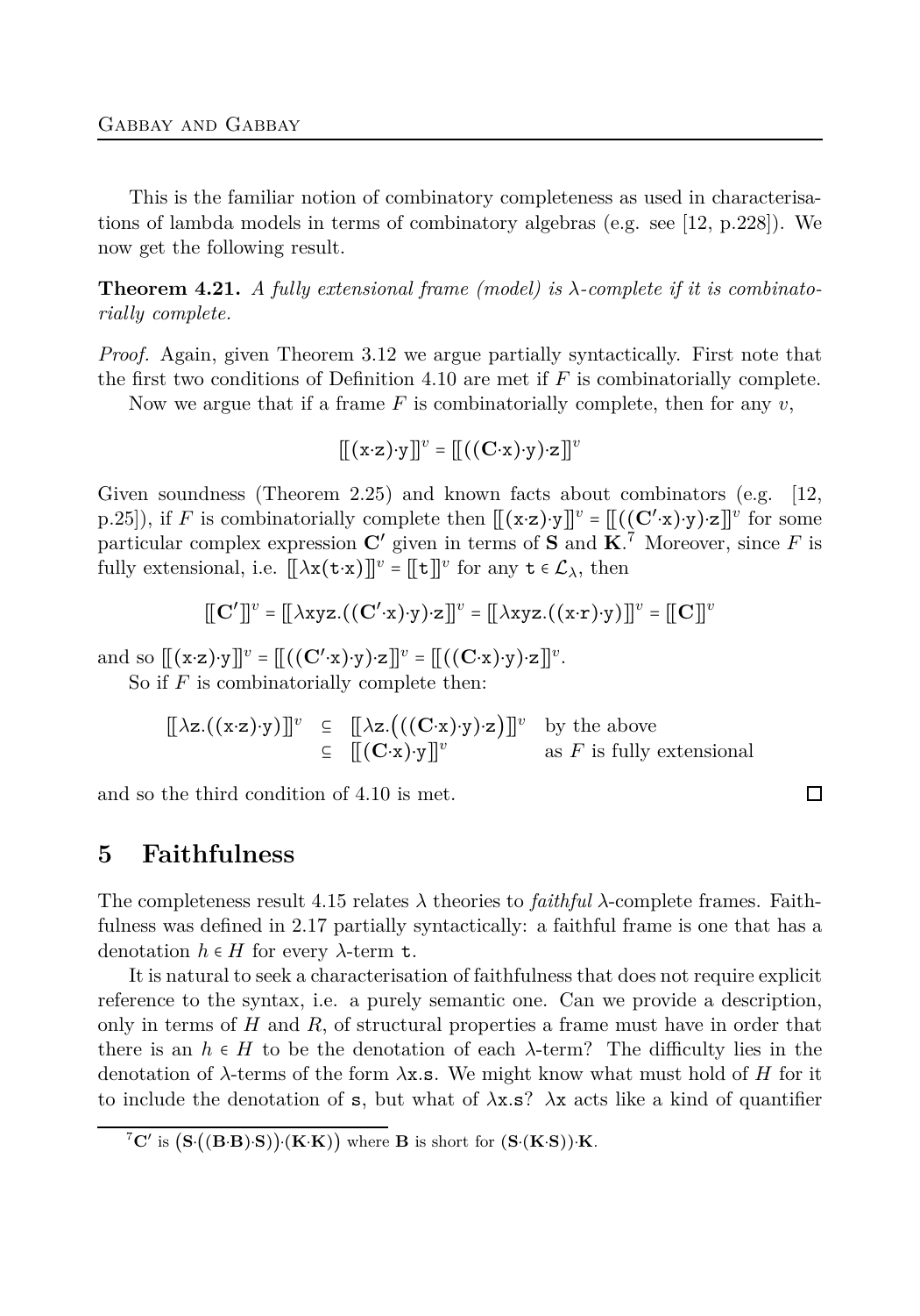This is the familiar notion of combinatory completeness as used in characterisations of lambda models in terms of combinatory algebras (e.g. see [12, p.228]). We now get the following result.

**Theorem 4.21.** *A fully extensional frame (model) is $\lambda$-complete if it is combinatorially complete.*

*Proof.* Again, given Theorem 3.12 we argue partially syntactically. First note that the first two conditions of Definition 4.10 are met if $F$ is combinatorially complete.

Now we argue that if a frame $F$ is combinatorially complete, then for any $v$,

$$[\![(\mathtt{x}\cdot\mathtt{z})\cdot\mathtt{y}]\!]^v = [\![((\mathbf{C}\cdot\mathtt{x})\cdot\mathtt{y})\cdot\mathtt{z}]\!]^v$$

Given soundness (Theorem 2.25) and known facts about combinators (e.g. [12, p.25]), if $F$ is combinatorially complete then $[\![(\mathtt{x}\cdot\mathtt{z})\cdot\mathtt{y}]\!]^v = [\![((\mathbf{C}'\cdot\mathtt{x})\cdot\mathtt{y})\cdot\mathtt{z}]\!]^v$ for some particular complex expression $\mathbf{C}'$ given in terms of $\mathbf{S}$ and $\mathbf{K}$.[7] Moreover, since $F$ is fully extensional, i.e. $[\![\lambda\mathtt{x}(\mathtt{t}\cdot\mathtt{x})]\!]^v = [\![\mathtt{t}]\!]^v$ for any $\mathtt{t} \in \mathcal{L}_\lambda$, then

$$[\![\mathbf{C}']\!]^v = [\![\lambda\mathtt{xyz}.((\mathbf{C}'\cdot\mathtt{x})\cdot\mathtt{y})\cdot\mathtt{z}]\!]^v = [\![\lambda\mathtt{xyz}.((\mathtt{x}\cdot\mathtt{r})\cdot\mathtt{y})]\!]^v = [\![\mathbf{C}]\!]^v$$

and so $[\![(\mathtt{x}\cdot\mathtt{z})\cdot\mathtt{y}]\!]^v = [\![((\mathbf{C}'\cdot\mathtt{x})\cdot\mathtt{y})\cdot\mathtt{z}]\!]^v = [\![((\mathbf{C}\cdot\mathtt{x})\cdot\mathtt{y})\cdot\mathtt{z}]\!]^v$.

So if $F$ is combinatorially complete then:

$$\begin{array}{rcll}
[\![\lambda\mathtt{z}.((\mathtt{x}\cdot\mathtt{z})\cdot\mathtt{y})]\!]^v & \subseteq & [\![\lambda\mathtt{z}.\big(((\mathbf{C}\cdot\mathtt{x})\cdot\mathtt{y})\cdot\mathtt{z}\big)]\!]^v & \text{by the above} \\
& \subseteq & [\![(\mathbf{C}\cdot\mathtt{x})\cdot\mathtt{y}]\!]^v & \text{as } F \text{ is fully extensional}
\end{array}$$

and so the third condition of 4.10 is met. ☐

## 5 Faithfulness

The completeness result 4.15 relates $\lambda$ theories to *faithful* $\lambda$-complete frames. Faithfulness was defined in 2.17 partially syntactically: a faithful frame is one that has a denotation $h \in H$ for every $\lambda$-term $\mathtt{t}$.

It is natural to seek a characterisation of faithfulness that does not require explicit reference to the syntax, i.e. a purely semantic one. Can we provide a description, only in terms of $H$ and $R$, of structural properties a frame must have in order that there is an $h \in H$ to be the denotation of each $\lambda$-term? The difficulty lies in the denotation of $\lambda$-terms of the form $\lambda\mathtt{x}.\mathtt{s}$. We might know what must hold of $H$ for it to include the denotation of $\mathtt{s}$, but what of $\lambda\mathtt{x}.\mathtt{s}$? $\lambda\mathtt{x}$ acts like a kind of quantifier

[7] $\mathbf{C}'$ is $\big(\mathbf{S}\cdot\big((\mathbf{B}\cdot\mathbf{B})\cdot\mathbf{S}\big)\big)\cdot(\mathbf{K}\cdot\mathbf{K})$ where $\mathbf{B}$ is short for $(\mathbf{S}\cdot(\mathbf{K}\cdot\mathbf{S}))\cdot\mathbf{K}$.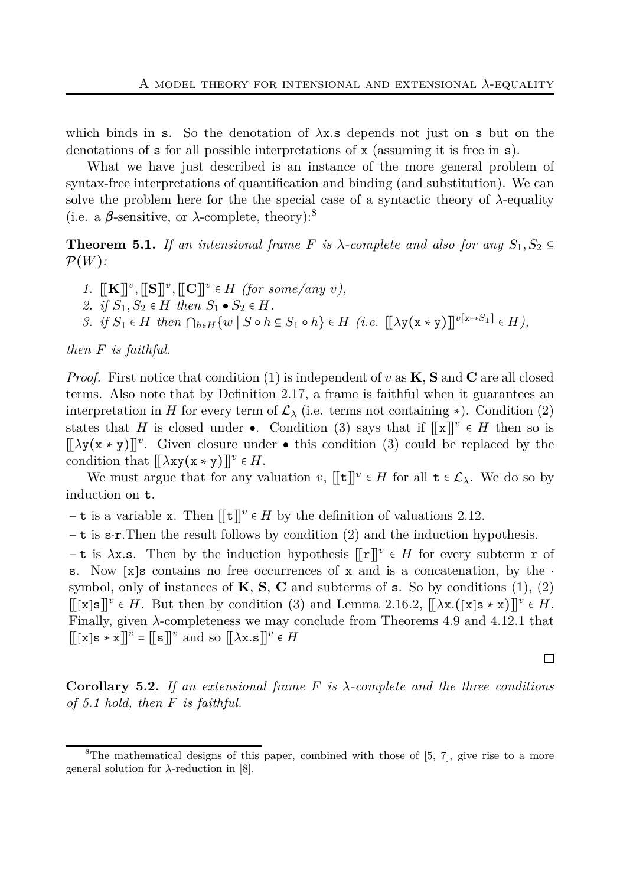which binds in s. So the denotation of $\lambda$x.s depends not just on s but on the denotations of s for all possible interpretations of x (assuming it is free in s).

What we have just described is an instance of the more general problem of syntax-free interpretations of quantification and binding (and substitution). We can solve the problem here for the the special case of a syntactic theory of $\lambda$-equality (i.e. a $\boldsymbol{\beta}$-sensitive, or $\lambda$-complete, theory):[8]

**Theorem 5.1.** *If an intensional frame $F$ is $\lambda$-complete and also for any $S_1, S_2 \subseteq \mathcal{P}(W)$:*

1. *$[\![\mathbf{K}]\!]^v, [\![\mathbf{S}]\!]^v, [\![\mathbf{C}]\!]^v \in H$ (for some/any $v$),*
2. *if $S_1, S_2 \in H$ then $S_1 \bullet S_2 \in H$.*
3. *if $S_1 \in H$ then $\bigcap_{h \in H}\{w \mid S \circ h \subseteq S_1 \circ h\} \in H$ (i.e. $[\![\lambda \mathtt{y}(\mathtt{x} * \mathtt{y})]\!]^{v[\mathtt{x} \mapsto S_1]} \in H$),*

*then $F$ is faithful.*

*Proof.* First notice that condition (1) is independent of $v$ as $\mathbf{K}$, $\mathbf{S}$ and $\mathbf{C}$ are all closed terms. Also note that by Definition 2.17, a frame is faithful when it guarantees an interpretation in $H$ for every term of $\mathcal{L}_\lambda$ (i.e. terms not containing $*$). Condition (2) states that $H$ is closed under $\bullet$. Condition (3) says that if $[\![\mathtt{x}]\!]^v \in H$ then so is $[\![\lambda \mathtt{y}(\mathtt{x} * \mathtt{y})]\!]^v$. Given closure under $\bullet$ this condition (3) could be replaced by the condition that $[\![\lambda \mathtt{xy}(\mathtt{x} * \mathtt{y})]\!]^v \in H$.

We must argue that for any valuation $v$, $[\![\mathtt{t}]\!]^v \in H$ for all $\mathtt{t} \in \mathcal{L}_\lambda$. We do so by induction on t.

– t is a variable x. Then $[\![\mathtt{t}]\!]^v \in H$ by the definition of valuations 2.12.

– t is s$\cdot$r.Then the result follows by condition (2) and the induction hypothesis.

– t is $\lambda$x.s. Then by the induction hypothesis $[\![\mathtt{r}]\!]^v \in H$ for every subterm r of s. Now [x]s contains no free occurrences of x and is a concatenation, by the $\cdot$ symbol, only of instances of $\mathbf{K}$, $\mathbf{S}$, $\mathbf{C}$ and subterms of s. So by conditions (1), (2) $[\![[\mathtt{x}]\mathtt{s}]\!]^v \in H$. But then by condition (3) and Lemma 2.16.2, $[\![\lambda \mathtt{x}.([\mathtt{x}]\mathtt{s} * \mathtt{x})]\!]^v \in H$. Finally, given $\lambda$-completeness we may conclude from Theorems 4.9 and 4.12.1 that $[\![[\mathtt{x}]\mathtt{s} * \mathtt{x}]\!]^v = [\![\mathtt{s}]\!]^v$ and so $[\![\lambda \mathtt{x}.\mathtt{s}]\!]^v \in H$ □

**Corollary 5.2.** *If an extensional frame $F$ is $\lambda$-complete and the three conditions of 5.1 hold, then $F$ is faithful.*

[8] The mathematical designs of this paper, combined with those of [5, 7], give rise to a more general solution for $\lambda$-reduction in [8].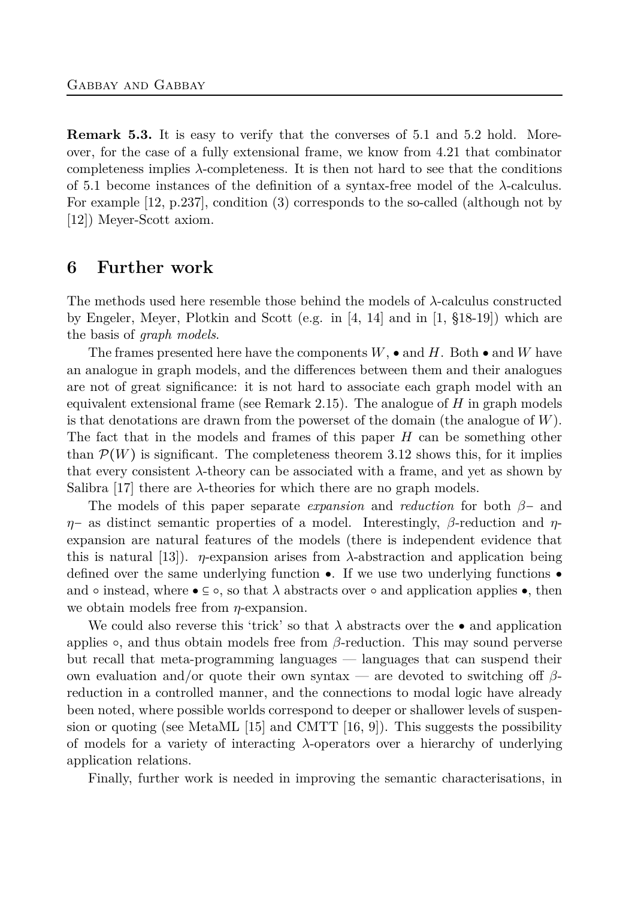**Remark 5.3.** It is easy to verify that the converses of 5.1 and 5.2 hold. Moreover, for the case of a fully extensional frame, we know from 4.21 that combinator completeness implies $\lambda$-completeness. It is then not hard to see that the conditions of 5.1 become instances of the definition of a syntax-free model of the $\lambda$-calculus. For example [12, p.237], condition (3) corresponds to the so-called (although not by [12]) Meyer-Scott axiom.

## 6 Further work

The methods used here resemble those behind the models of $\lambda$-calculus constructed by Engeler, Meyer, Plotkin and Scott (e.g. in [4, 14] and in [1, §18-19]) which are the basis of *graph models*.

The frames presented here have the components $W$, $\bullet$ and $H$. Both $\bullet$ and $W$ have an analogue in graph models, and the differences between them and their analogues are not of great significance: it is not hard to associate each graph model with an equivalent extensional frame (see Remark 2.15). The analogue of $H$ in graph models is that denotations are drawn from the powerset of the domain (the analogue of $W$). The fact that in the models and frames of this paper $H$ can be something other than $\mathcal{P}(W)$ is significant. The completeness theorem 3.12 shows this, for it implies that every consistent $\lambda$-theory can be associated with a frame, and yet as shown by Salibra [17] there are $\lambda$-theories for which there are no graph models.

The models of this paper separate *expansion* and *reduction* for both $\beta-$ and $\eta-$ as distinct semantic properties of a model. Interestingly, $\beta$-reduction and $\eta$-expansion are natural features of the models (there is independent evidence that this is natural [13]). $\eta$-expansion arises from $\lambda$-abstraction and application being defined over the same underlying function $\bullet$. If we use two underlying functions $\bullet$ and $\circ$ instead, where $\bullet \subseteq \circ$, so that $\lambda$ abstracts over $\circ$ and application applies $\bullet$, then we obtain models free from $\eta$-expansion.

We could also reverse this 'trick' so that $\lambda$ abstracts over the $\bullet$ and application applies $\circ$, and thus obtain models free from $\beta$-reduction. This may sound perverse but recall that meta-programming languages — languages that can suspend their own evaluation and/or quote their own syntax — are devoted to switching off $\beta$-reduction in a controlled manner, and the connections to modal logic have already been noted, where possible worlds correspond to deeper or shallower levels of suspension or quoting (see MetaML [15] and CMTT [16, 9]). This suggests the possibility of models for a variety of interacting $\lambda$-operators over a hierarchy of underlying application relations.

Finally, further work is needed in improving the semantic characterisations, in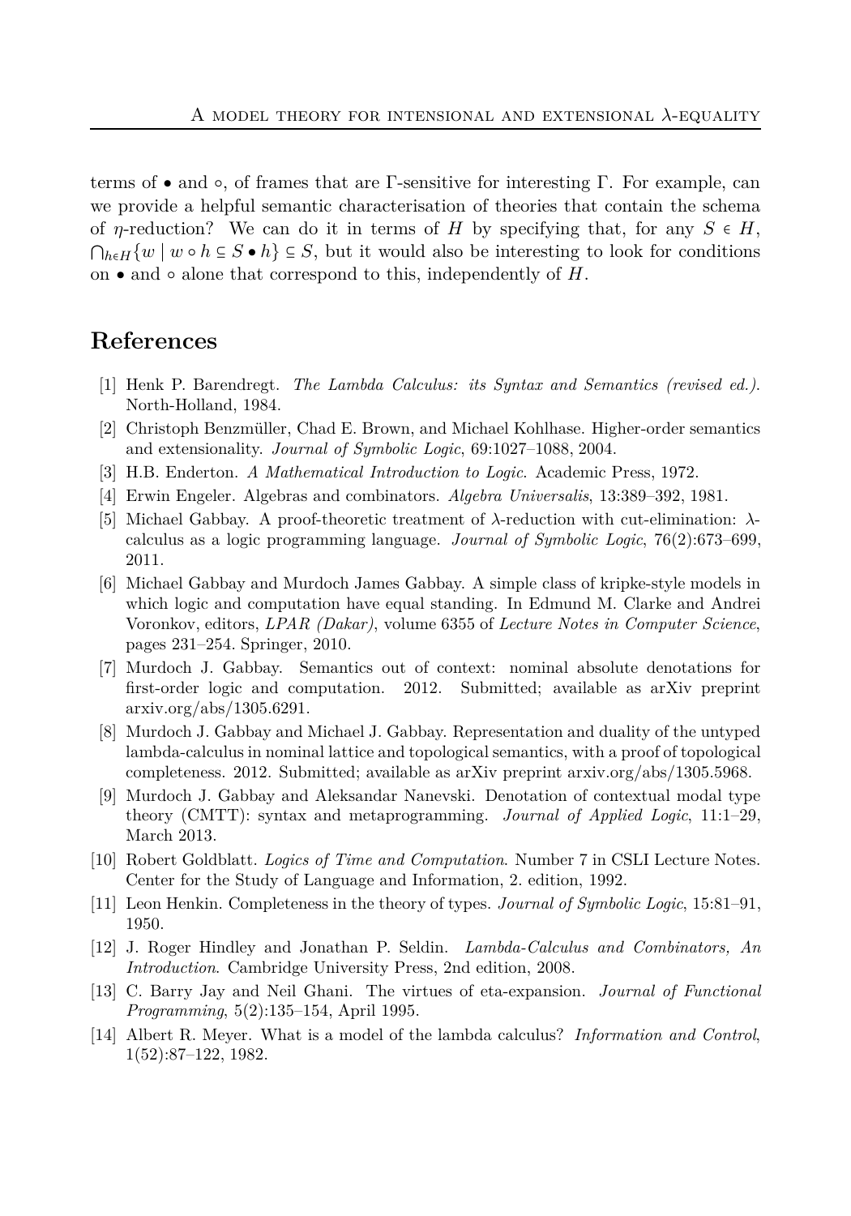terms of $\bullet$ and $\circ$, of frames that are $\Gamma$-sensitive for interesting $\Gamma$. For example, can we provide a helpful semantic characterisation of theories that contain the schema of $\eta$-reduction? We can do it in terms of $H$ by specifying that, for any $S \in H$, $\bigcap_{h \in H}\{w \mid w \circ h \subseteq S \bullet h\} \subseteq S$, but it would also be interesting to look for conditions on $\bullet$ and $\circ$ alone that correspond to this, independently of $H$.

## References

[1] Henk P. Barendregt. *The Lambda Calculus: its Syntax and Semantics (revised ed.)*. North-Holland, 1984.

[2] Christoph Benzmüller, Chad E. Brown, and Michael Kohlhase. Higher-order semantics and extensionality. *Journal of Symbolic Logic*, 69:1027–1088, 2004.

[3] H.B. Enderton. *A Mathematical Introduction to Logic*. Academic Press, 1972.

[4] Erwin Engeler. Algebras and combinators. *Algebra Universalis*, 13:389–392, 1981.

[5] Michael Gabbay. A proof-theoretic treatment of $\lambda$-reduction with cut-elimination: $\lambda$-calculus as a logic programming language. *Journal of Symbolic Logic*, 76(2):673–699, 2011.

[6] Michael Gabbay and Murdoch James Gabbay. A simple class of kripke-style models in which logic and computation have equal standing. In Edmund M. Clarke and Andrei Voronkov, editors, *LPAR (Dakar)*, volume 6355 of *Lecture Notes in Computer Science*, pages 231–254. Springer, 2010.

[7] Murdoch J. Gabbay. Semantics out of context: nominal absolute denotations for first-order logic and computation. 2012. Submitted; available as arXiv preprint arxiv.org/abs/1305.6291.

[8] Murdoch J. Gabbay and Michael J. Gabbay. Representation and duality of the untyped lambda-calculus in nominal lattice and topological semantics, with a proof of topological completeness. 2012. Submitted; available as arXiv preprint arxiv.org/abs/1305.5968.

[9] Murdoch J. Gabbay and Aleksandar Nanevski. Denotation of contextual modal type theory (CMTT): syntax and metaprogramming. *Journal of Applied Logic*, 11:1–29, March 2013.

[10] Robert Goldblatt. *Logics of Time and Computation*. Number 7 in CSLI Lecture Notes. Center for the Study of Language and Information, 2. edition, 1992.

[11] Leon Henkin. Completeness in the theory of types. *Journal of Symbolic Logic*, 15:81–91, 1950.

[12] J. Roger Hindley and Jonathan P. Seldin. *Lambda-Calculus and Combinators, An Introduction*. Cambridge University Press, 2nd edition, 2008.

[13] C. Barry Jay and Neil Ghani. The virtues of eta-expansion. *Journal of Functional Programming*, 5(2):135–154, April 1995.

[14] Albert R. Meyer. What is a model of the lambda calculus? *Information and Control*, 1(52):87–122, 1982.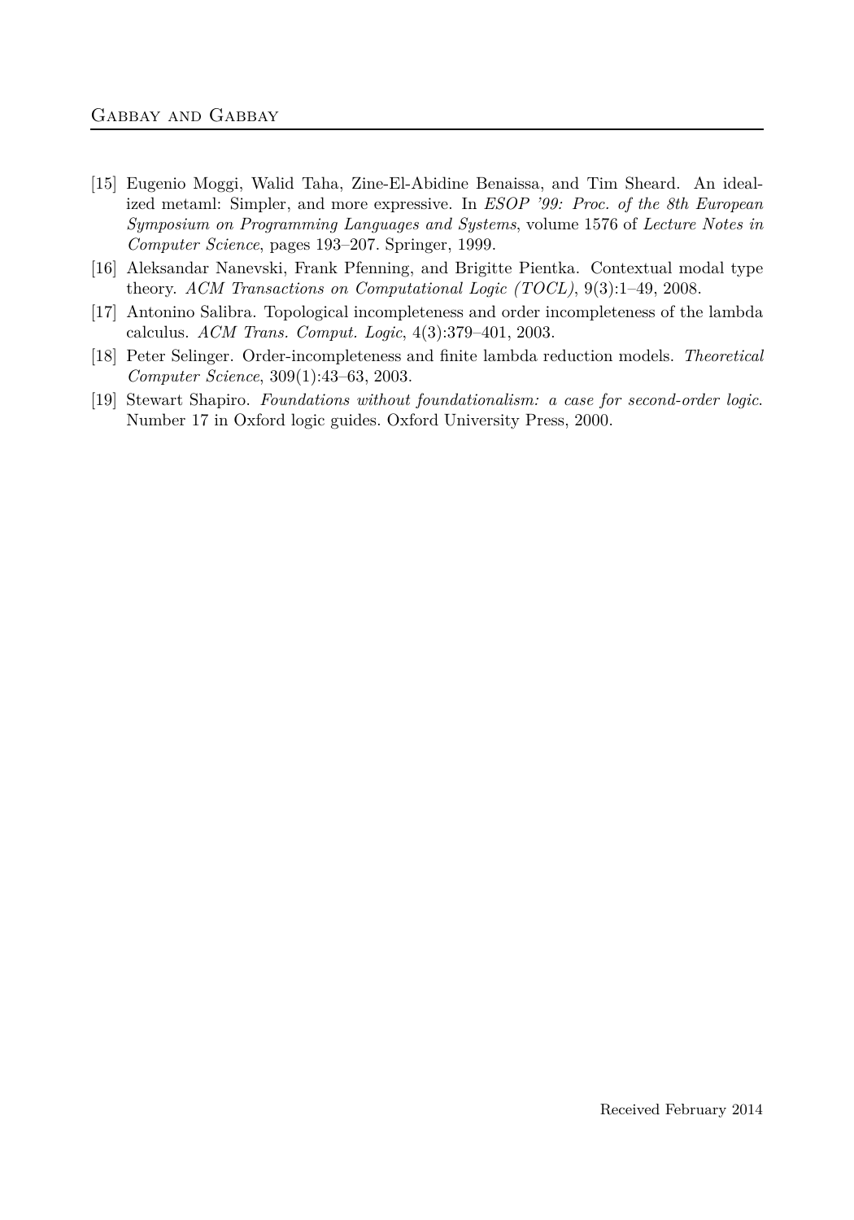[15] Eugenio Moggi, Walid Taha, Zine-El-Abidine Benaissa, and Tim Sheard. An idealized metaml: Simpler, and more expressive. In *ESOP '99: Proc. of the 8th European Symposium on Programming Languages and Systems*, volume 1576 of *Lecture Notes in Computer Science*, pages 193–207. Springer, 1999.

[16] Aleksandar Nanevski, Frank Pfenning, and Brigitte Pientka. Contextual modal type theory. *ACM Transactions on Computational Logic (TOCL)*, 9(3):1–49, 2008.

[17] Antonino Salibra. Topological incompleteness and order incompleteness of the lambda calculus. *ACM Trans. Comput. Logic*, 4(3):379–401, 2003.

[18] Peter Selinger. Order-incompleteness and finite lambda reduction models. *Theoretical Computer Science*, 309(1):43–63, 2003.

[19] Stewart Shapiro. *Foundations without foundationalism: a case for second-order logic*. Number 17 in Oxford logic guides. Oxford University Press, 2000.

Received February 2014